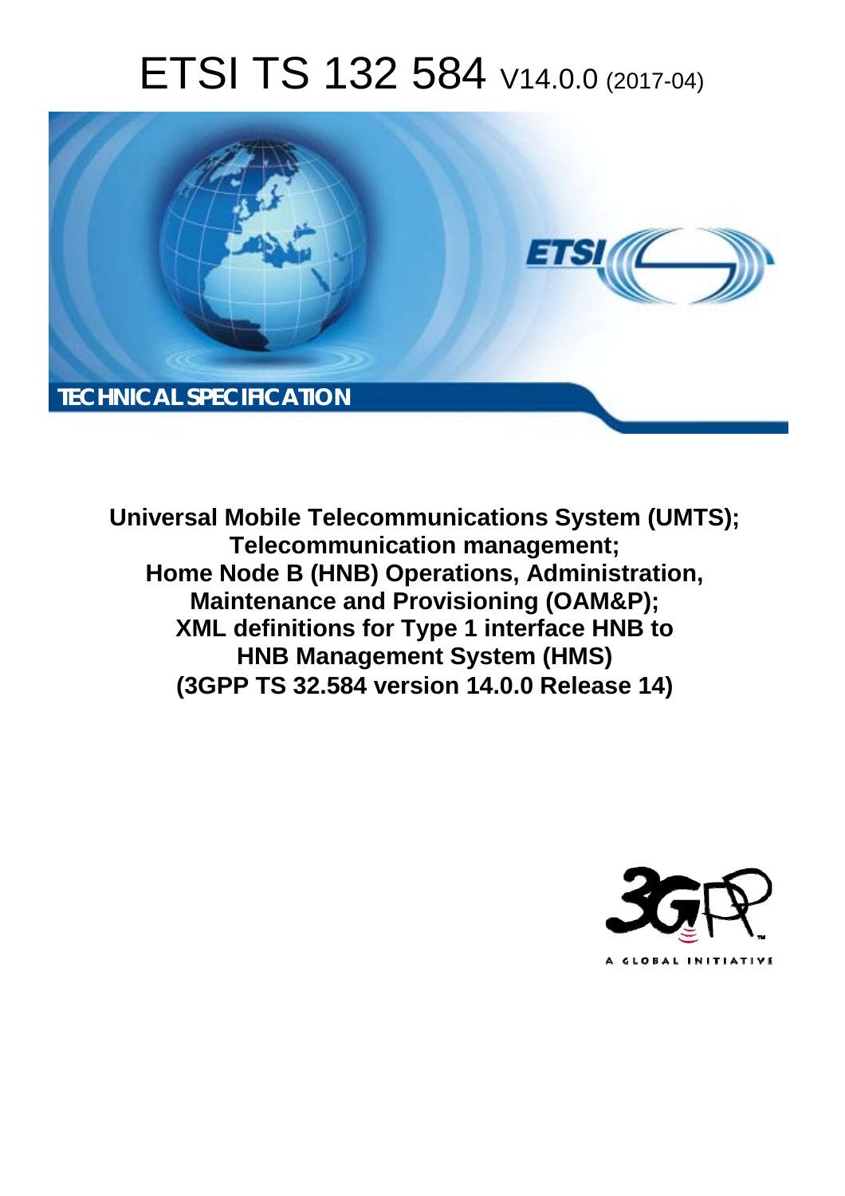# ETSI TS 132 584 V14.0.0 (2017-04)

TECHNICAL SPECIFICATION

**Universal Mobile Telecommunications System (UMTS); Telecommunication management; Home Node B (HNB) Operations, Administration, Maintenance and Provisioning (OAM&P); XML definitions for Type 1 interface HNB to HNB Management System (HMS) (3GPP TS 32.584 version 14.0.0 Release 14)**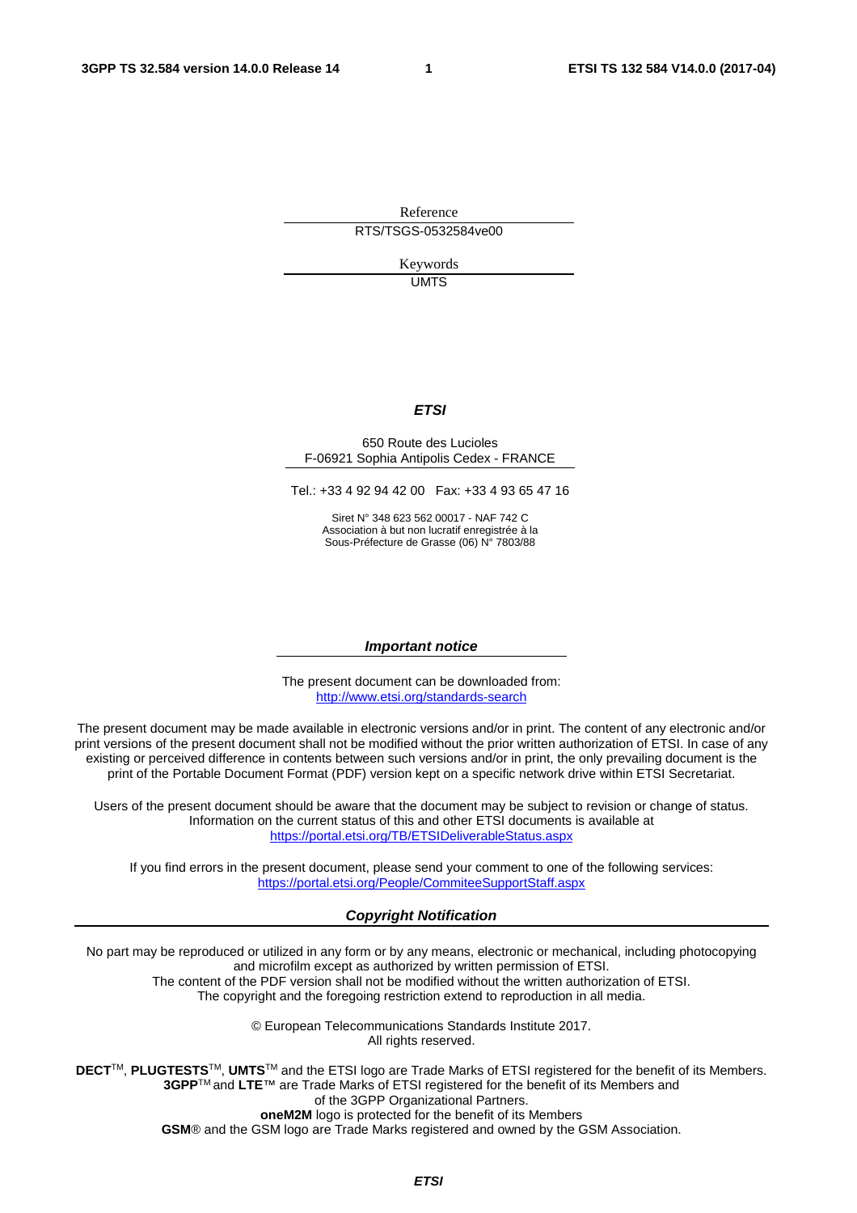Reference

RTS/TSGS-0532584ve00

Keywords

UMTS

***ETSI***

650 Route des Lucioles
F-06921 Sophia Antipolis Cedex - FRANCE

Tel.: +33 4 92 94 42 00 Fax: +33 4 93 65 47 16

Siret N° 348 623 562 00017 - NAF 742 C
Association à but non lucratif enregistrée à la
Sous-Préfecture de Grasse (06) N° 7803/88

***Important notice***

The present document can be downloaded from:
http://www.etsi.org/standards-search

The present document may be made available in electronic versions and/or in print. The content of any electronic and/or print versions of the present document shall not be modified without the prior written authorization of ETSI. In case of any existing or perceived difference in contents between such versions and/or in print, the only prevailing document is the print of the Portable Document Format (PDF) version kept on a specific network drive within ETSI Secretariat.

Users of the present document should be aware that the document may be subject to revision or change of status. Information on the current status of this and other ETSI documents is available at
https://portal.etsi.org/TB/ETSIDeliverableStatus.aspx

If you find errors in the present document, please send your comment to one of the following services:
https://portal.etsi.org/People/CommiteeSupportStaff.aspx

***Copyright Notification***

No part may be reproduced or utilized in any form or by any means, electronic or mechanical, including photocopying and microfilm except as authorized by written permission of ETSI.
The content of the PDF version shall not be modified without the written authorization of ETSI.
The copyright and the foregoing restriction extend to reproduction in all media.

© European Telecommunications Standards Institute 2017.
All rights reserved.

**DECT**™, **PLUGTESTS**™, **UMTS**™ and the ETSI logo are Trade Marks of ETSI registered for the benefit of its Members.
**3GPP**™ and **LTE**™ are Trade Marks of ETSI registered for the benefit of its Members and of the 3GPP Organizational Partners.
**oneM2M** logo is protected for the benefit of its Members
**GSM**® and the GSM logo are Trade Marks registered and owned by the GSM Association.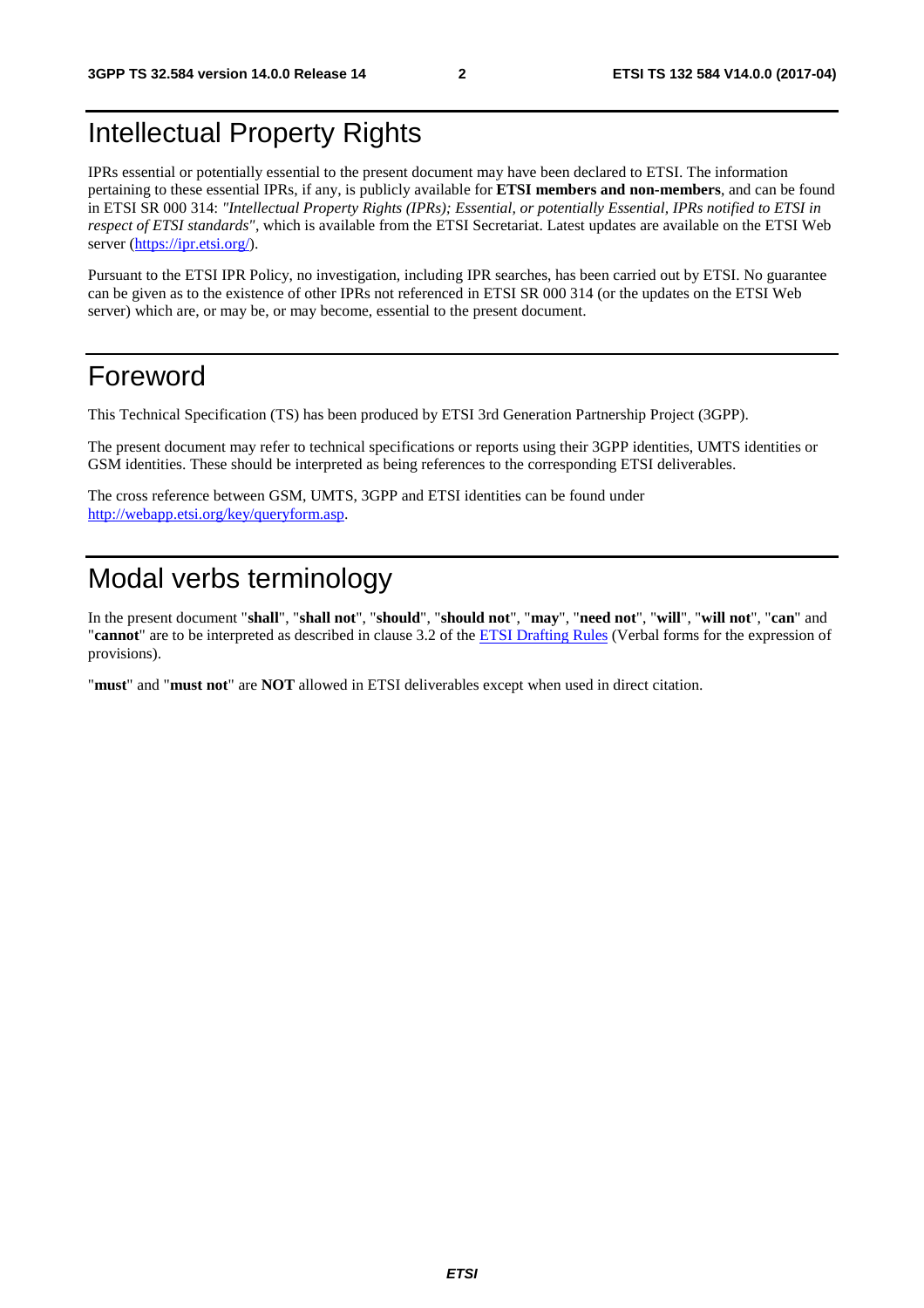# Intellectual Property Rights

IPRs essential or potentially essential to the present document may have been declared to ETSI. The information pertaining to these essential IPRs, if any, is publicly available for **ETSI members and non-members**, and can be found in ETSI SR 000 314: *"Intellectual Property Rights (IPRs); Essential, or potentially Essential, IPRs notified to ETSI in respect of ETSI standards"*, which is available from the ETSI Secretariat. Latest updates are available on the ETSI Web server (https://ipr.etsi.org/).

Pursuant to the ETSI IPR Policy, no investigation, including IPR searches, has been carried out by ETSI. No guarantee can be given as to the existence of other IPRs not referenced in ETSI SR 000 314 (or the updates on the ETSI Web server) which are, or may be, or may become, essential to the present document.

# Foreword

This Technical Specification (TS) has been produced by ETSI 3rd Generation Partnership Project (3GPP).

The present document may refer to technical specifications or reports using their 3GPP identities, UMTS identities or GSM identities. These should be interpreted as being references to the corresponding ETSI deliverables.

The cross reference between GSM, UMTS, 3GPP and ETSI identities can be found under http://webapp.etsi.org/key/queryform.asp.

# Modal verbs terminology

In the present document "**shall**", "**shall not**", "**should**", "**should not**", "**may**", "**need not**", "**will**", "**will not**", "**can**" and "**cannot**" are to be interpreted as described in clause 3.2 of the ETSI Drafting Rules (Verbal forms for the expression of provisions).

"**must**" and "**must not**" are **NOT** allowed in ETSI deliverables except when used in direct citation.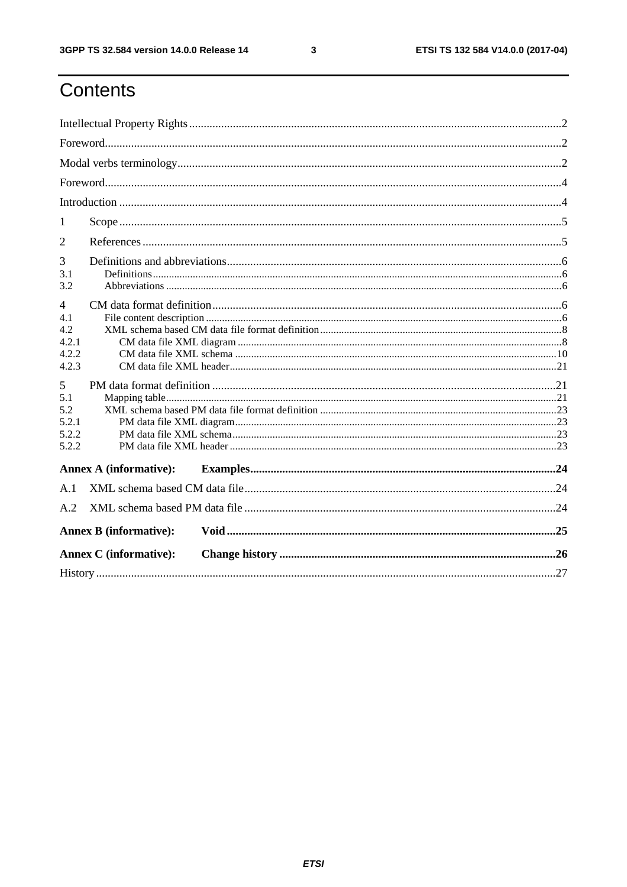# Contents

Intellectual Property Rights ..... 2
Foreword ..... 2
Modal verbs terminology ..... 2
Foreword ..... 4
Introduction ..... 4

1 Scope ..... 5

2 References ..... 5

3 Definitions and abbreviations ..... 6
3.1 Definitions ..... 6
3.2 Abbreviations ..... 6

4 CM data format definition ..... 6
4.1 File content description ..... 6
4.2 XML schema based CM data file format definition ..... 8
4.2.1 CM data file XML diagram ..... 8
4.2.2 CM data file XML schema ..... 10
4.2.3 CM data file XML header ..... 21

5 PM data format definition ..... 21
5.1 Mapping table ..... 21
5.2 XML schema based PM data file format definition ..... 23
5.2.1 PM data file XML diagram ..... 23
5.2.2 PM data file XML schema ..... 23
5.2.2 PM data file XML header ..... 23

**Annex A (informative): Examples ..... 24**

A.1 XML schema based CM data file ..... 24

A.2 XML schema based PM data file ..... 24

**Annex B (informative): Void ..... 25**

**Annex C (informative): Change history ..... 26**

History ..... 27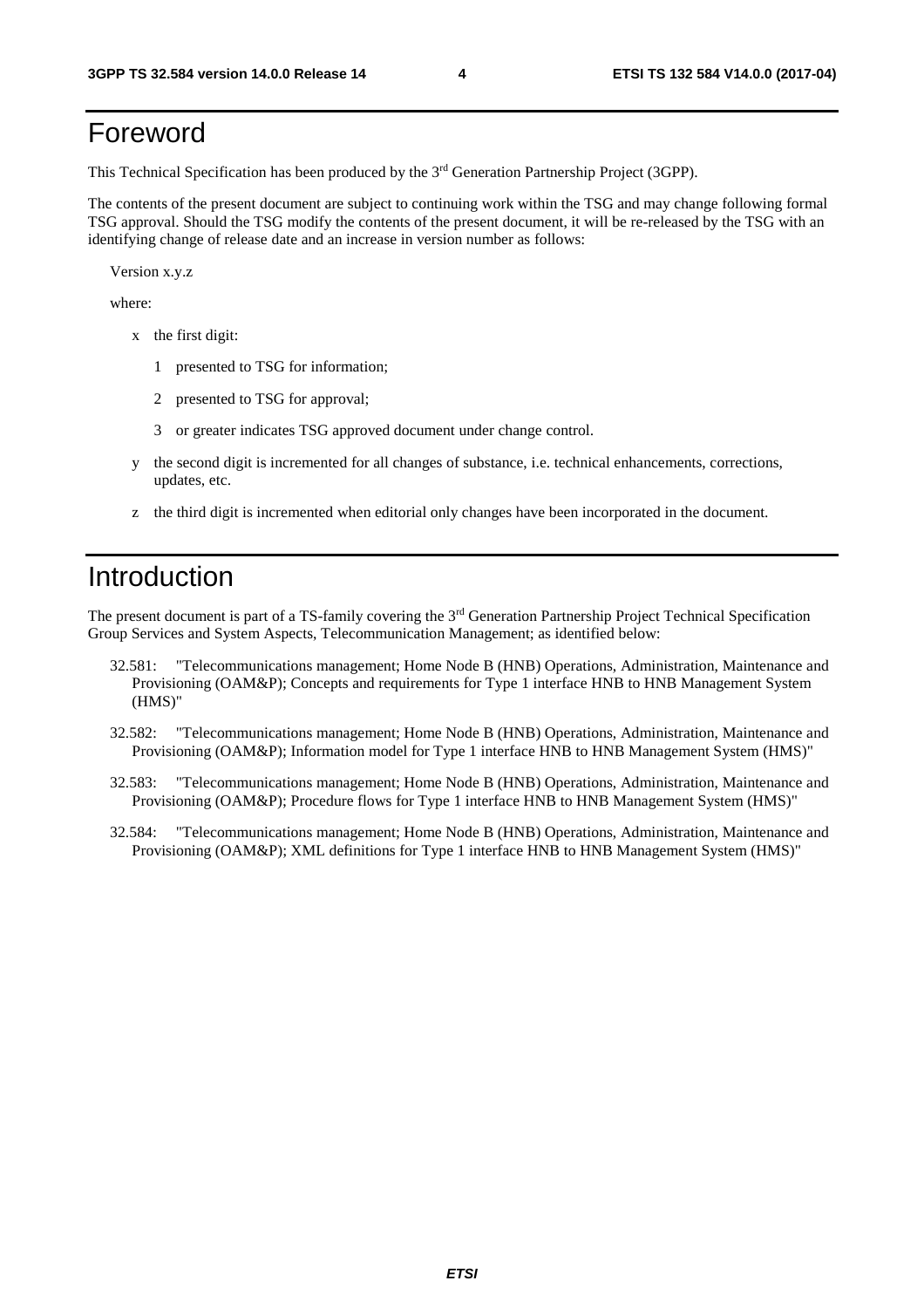# Foreword

This Technical Specification has been produced by the 3rd Generation Partnership Project (3GPP).

The contents of the present document are subject to continuing work within the TSG and may change following formal TSG approval. Should the TSG modify the contents of the present document, it will be re-released by the TSG with an identifying change of release date and an increase in version number as follows:

Version x.y.z

where:

- x the first digit:
  - 1 presented to TSG for information;
  - 2 presented to TSG for approval;
  - 3 or greater indicates TSG approved document under change control.
- y the second digit is incremented for all changes of substance, i.e. technical enhancements, corrections, updates, etc.
- z the third digit is incremented when editorial only changes have been incorporated in the document.

# Introduction

The present document is part of a TS-family covering the 3rd Generation Partnership Project Technical Specification Group Services and System Aspects, Telecommunication Management; as identified below:

32.581: "Telecommunications management; Home Node B (HNB) Operations, Administration, Maintenance and Provisioning (OAM&P); Concepts and requirements for Type 1 interface HNB to HNB Management System (HMS)"

32.582: "Telecommunications management; Home Node B (HNB) Operations, Administration, Maintenance and Provisioning (OAM&P); Information model for Type 1 interface HNB to HNB Management System (HMS)"

32.583: "Telecommunications management; Home Node B (HNB) Operations, Administration, Maintenance and Provisioning (OAM&P); Procedure flows for Type 1 interface HNB to HNB Management System (HMS)"

32.584: "Telecommunications management; Home Node B (HNB) Operations, Administration, Maintenance and Provisioning (OAM&P); XML definitions for Type 1 interface HNB to HNB Management System (HMS)"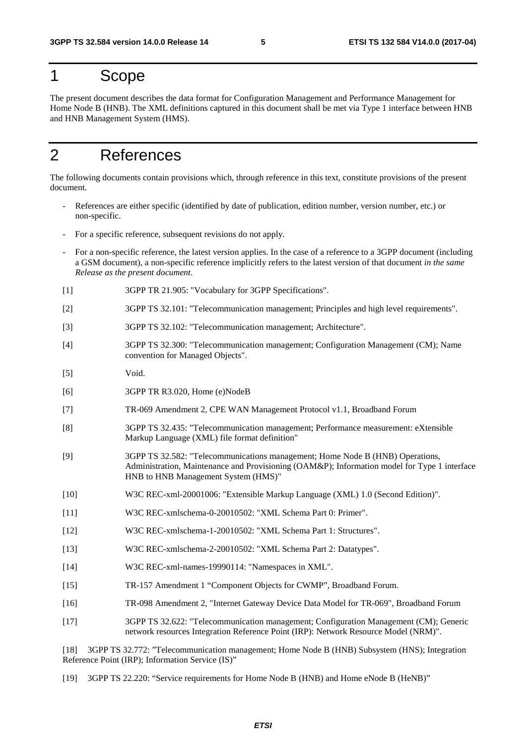# 1 Scope

The present document describes the data format for Configuration Management and Performance Management for Home Node B (HNB). The XML definitions captured in this document shall be met via Type 1 interface between HNB and HNB Management System (HMS).

# 2 References

The following documents contain provisions which, through reference in this text, constitute provisions of the present document.

- References are either specific (identified by date of publication, edition number, version number, etc.) or non-specific.
- For a specific reference, subsequent revisions do not apply.
- For a non-specific reference, the latest version applies. In the case of a reference to a 3GPP document (including a GSM document), a non-specific reference implicitly refers to the latest version of that document *in the same Release as the present document*.

[1] 3GPP TR 21.905: "Vocabulary for 3GPP Specifications".

[2] 3GPP TS 32.101: "Telecommunication management; Principles and high level requirements".

[3] 3GPP TS 32.102: "Telecommunication management; Architecture".

[4] 3GPP TS 32.300: "Telecommunication management; Configuration Management (CM); Name convention for Managed Objects".

[5] Void.

[6] 3GPP TR R3.020, Home (e)NodeB

[7] TR-069 Amendment 2, CPE WAN Management Protocol v1.1, Broadband Forum

[8] 3GPP TS 32.435: "Telecommunication management; Performance measurement: eXtensible Markup Language (XML) file format definition"

[9] 3GPP TS 32.582: "Telecommunications management; Home Node B (HNB) Operations, Administration, Maintenance and Provisioning (OAM&P); Information model for Type 1 interface HNB to HNB Management System (HMS)"

[10] W3C REC-xml-20001006: "Extensible Markup Language (XML) 1.0 (Second Edition)".

[11] W3C REC-xmlschema-0-20010502: "XML Schema Part 0: Primer".

[12] W3C REC-xmlschema-1-20010502: "XML Schema Part 1: Structures".

[13] W3C REC-xmlschema-2-20010502: "XML Schema Part 2: Datatypes".

[14] W3C REC-xml-names-19990114: "Namespaces in XML".

[15] TR-157 Amendment 1 "Component Objects for CWMP", Broadband Forum.

[16] TR-098 Amendment 2, "Internet Gateway Device Data Model for TR-069", Broadband Forum

[17] 3GPP TS 32.622: "Telecommunication management; Configuration Management (CM); Generic network resources Integration Reference Point (IRP): Network Resource Model (NRM)".

[18] 3GPP TS 32.772: "Telecommunication management; Home Node B (HNB) Subsystem (HNS); Integration Reference Point (IRP); Information Service (IS)"

[19] 3GPP TS 22.220: "Service requirements for Home Node B (HNB) and Home eNode B (HeNB)"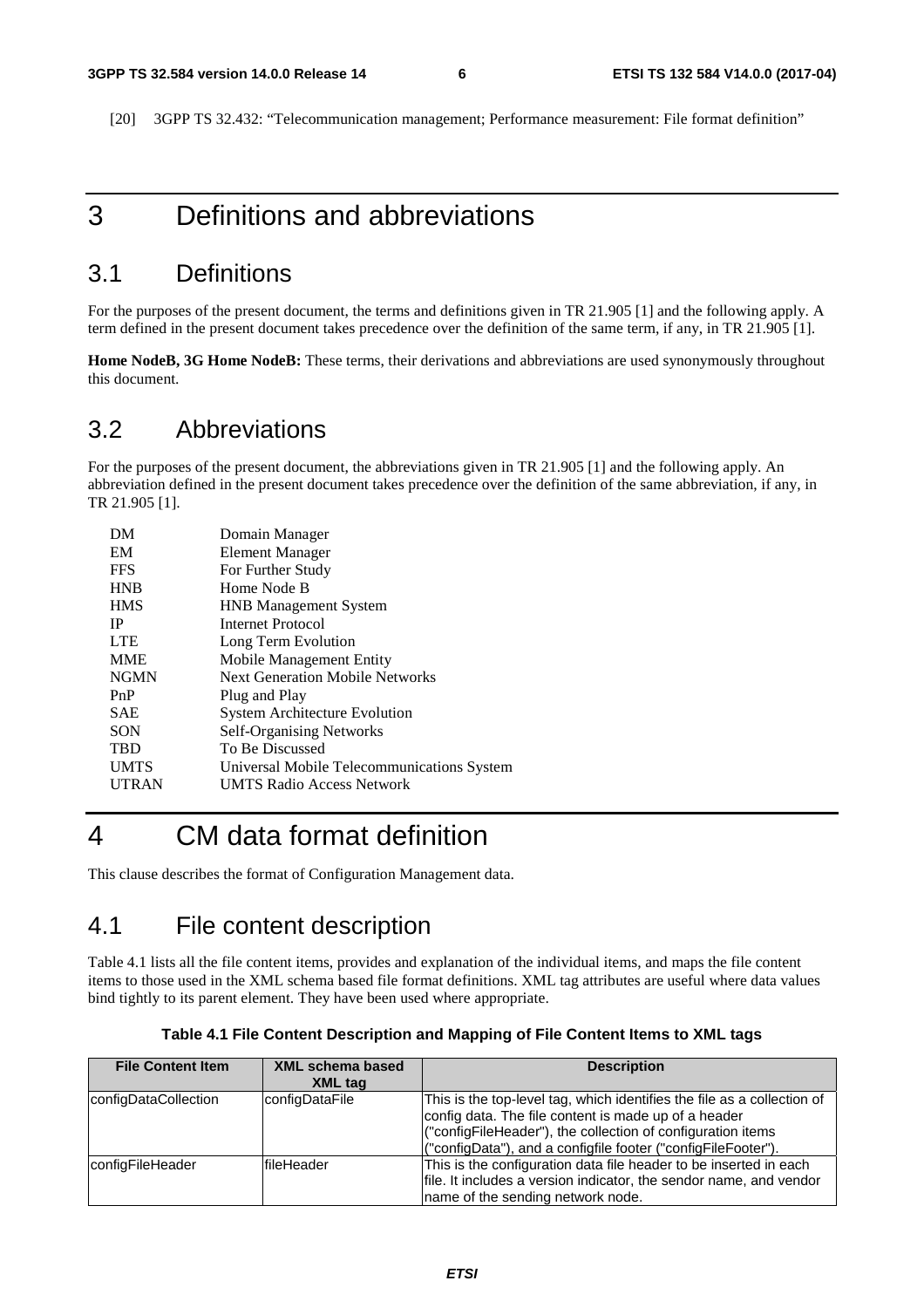[20] 3GPP TS 32.432: "Telecommunication management; Performance measurement: File format definition"

# 3 Definitions and abbreviations

## 3.1 Definitions

For the purposes of the present document, the terms and definitions given in TR 21.905 [1] and the following apply. A term defined in the present document takes precedence over the definition of the same term, if any, in TR 21.905 [1].

**Home NodeB, 3G Home NodeB:** These terms, their derivations and abbreviations are used synonymously throughout this document.

## 3.2 Abbreviations

For the purposes of the present document, the abbreviations given in TR 21.905 [1] and the following apply. An abbreviation defined in the present document takes precedence over the definition of the same abbreviation, if any, in TR 21.905 [1].

| | |
|---|---|
| DM | Domain Manager |
| EM | Element Manager |
| FFS | For Further Study |
| HNB | Home Node B |
| HMS | HNB Management System |
| IP | Internet Protocol |
| LTE | Long Term Evolution |
| MME | Mobile Management Entity |
| NGMN | Next Generation Mobile Networks |
| PnP | Plug and Play |
| SAE | System Architecture Evolution |
| SON | Self-Organising Networks |
| TBD | To Be Discussed |
| UMTS | Universal Mobile Telecommunications System |
| UTRAN | UMTS Radio Access Network |

# 4 CM data format definition

This clause describes the format of Configuration Management data.

## 4.1 File content description

Table 4.1 lists all the file content items, provides and explanation of the individual items, and maps the file content items to those used in the XML schema based file format definitions. XML tag attributes are useful where data values bind tightly to its parent element. They have been used where appropriate.

**Table 4.1 File Content Description and Mapping of File Content Items to XML tags**

| File Content Item | XML schema based XML tag | Description |
|---|---|---|
| configDataCollection | configDataFile | This is the top-level tag, which identifies the file as a collection of config data. The file content is made up of a header ("configFileHeader"), the collection of configuration items ("configData"), and a configfile footer ("configFileFooter"). |
| configFileHeader | fileHeader | This is the configuration data file header to be inserted in each file. It includes a version indicator, the sendor name, and vendor name of the sending network node. |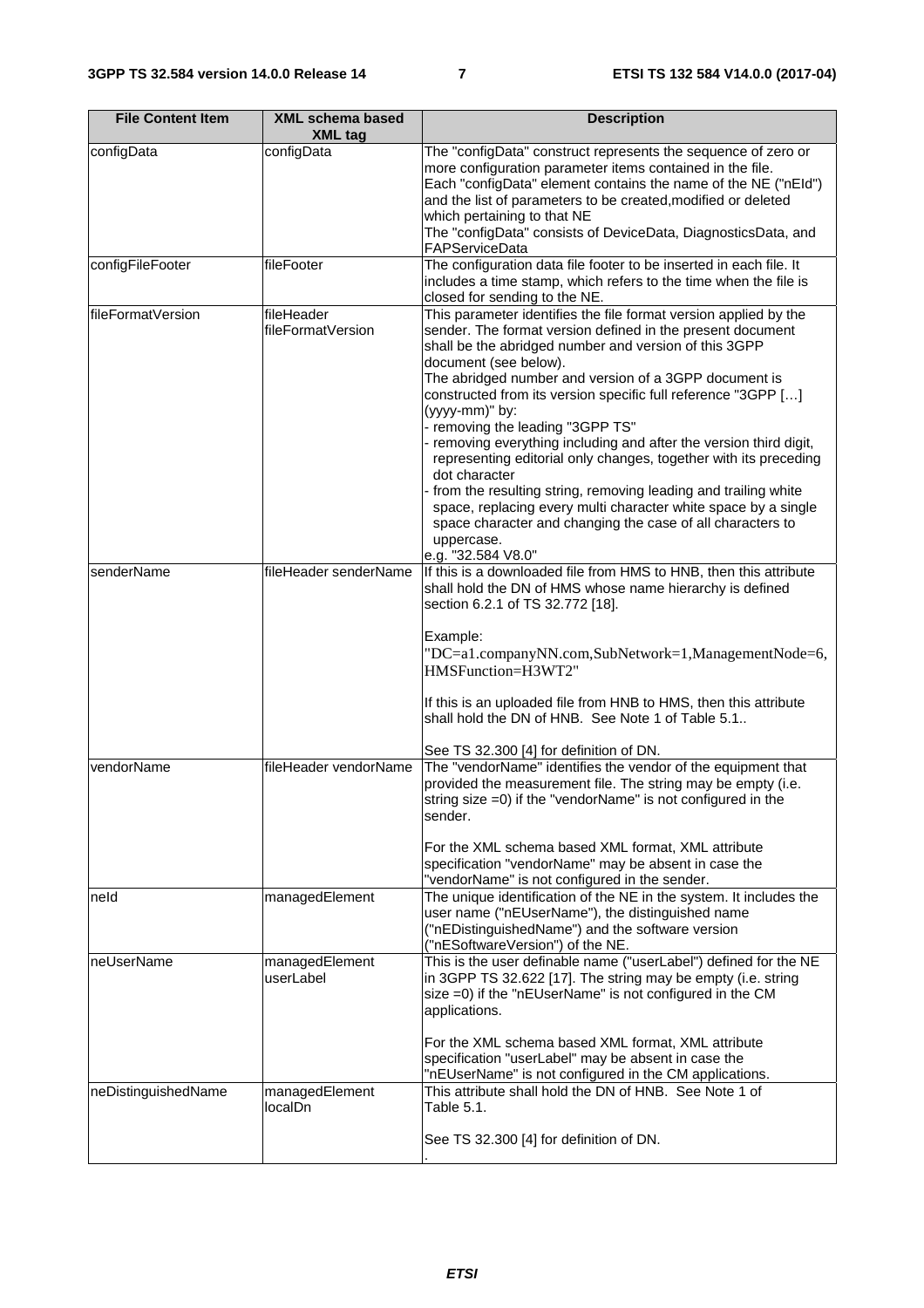| File Content Item | XML schema based XML tag | Description |
|---|---|---|
| configData | configData | The "configData" construct represents the sequence of zero or more configuration parameter items contained in the file.<br>Each "configData" element contains the name of the NE ("nEId") and the list of parameters to be created,modified or deleted which pertaining to that NE<br>The "configData" consists of DeviceData, DiagnosticsData, and FAPServiceData |
| configFileFooter | fileFooter | The configuration data file footer to be inserted in each file. It includes a time stamp, which refers to the time when the file is closed for sending to the NE. |
| fileFormatVersion | fileHeader fileFormatVersion | This parameter identifies the file format version applied by the sender. The format version defined in the present document shall be the abridged number and version of this 3GPP document (see below).<br>The abridged number and version of a 3GPP document is constructed from its version specific full reference "3GPP […] (yyyy-mm)" by:<br>- removing the leading "3GPP TS"<br>- removing everything including and after the version third digit, representing editorial only changes, together with its preceding dot character<br>- from the resulting string, removing leading and trailing white space, replacing every multi character white space by a single space character and changing the case of all characters to uppercase.<br>e.g. "32.584 V8.0" |
| senderName | fileHeader senderName | If this is a downloaded file from HMS to HNB, then this attribute shall hold the DN of HMS whose name hierarchy is defined section 6.2.1 of TS 32.772 [18].<br><br>Example:<br>"DC=a1.companyNN.com,SubNetwork=1,ManagementNode=6, HMSFunction=H3WT2"<br><br>If this is an uploaded file from HNB to HMS, then this attribute shall hold the DN of HNB. See Note 1 of Table 5.1..<br><br>See TS 32.300 [4] for definition of DN. |
| vendorName | fileHeader vendorName | The "vendorName" identifies the vendor of the equipment that provided the measurement file. The string may be empty (i.e. string size =0) if the "vendorName" is not configured in the sender.<br><br>For the XML schema based XML format, XML attribute specification "vendorName" may be absent in case the "vendorName" is not configured in the sender. |
| neId | managedElement | The unique identification of the NE in the system. It includes the user name ("nEUserName"), the distinguished name ("nEDistinguishedName") and the software version ("nESoftwareVersion") of the NE. |
| neUserName | managedElement userLabel | This is the user definable name ("userLabel") defined for the NE in 3GPP TS 32.622 [17]. The string may be empty (i.e. string size =0) if the "nEUserName" is not configured in the CM applications.<br><br>For the XML schema based XML format, XML attribute specification "userLabel" may be absent in case the "nEUserName" is not configured in the CM applications. |
| neDistinguishedName | managedElement localDn | This attribute shall hold the DN of HNB. See Note 1 of Table 5.1.<br><br>See TS 32.300 [4] for definition of DN.<br>. |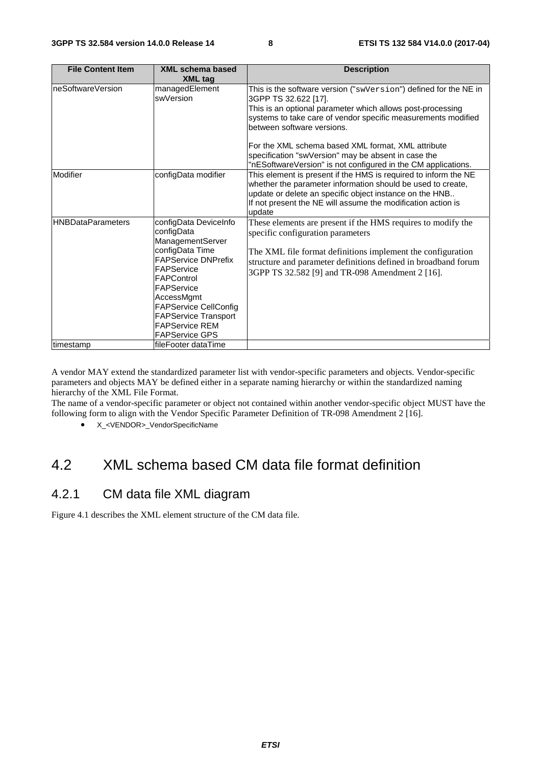| File Content Item | XML schema based XML tag | Description |
| --- | --- | --- |
| neSoftwareVersion | managedElement swVersion | This is the software version ("swVersion") defined for the NE in 3GPP TS 32.622 [17].<br>This is an optional parameter which allows post-processing systems to take care of vendor specific measurements modified between software versions.<br><br>For the XML schema based XML format, XML attribute specification "swVersion" may be absent in case the "nESoftwareVersion" is not configured in the CM applications. |
| Modifier | configData modifier | This element is present if the HMS is required to inform the NE whether the parameter information should be used to create, update or delete an specific object instance on the HNB..<br>If not present the NE will assume the modification action is update |
| HNBDataParameters | configData DeviceInfo<br>configData ManagementServer<br>configData Time<br>FAPService DNPrefix<br>FAPService FAPControl<br>FAPService AccessMgmt<br>FAPService CellConfig<br>FAPService Transport<br>FAPService REM<br>FAPService GPS | These elements are present if the HMS requires to modify the specific configuration parameters<br><br>The XML file format definitions implement the configuration structure and parameter definitions defined in broadband forum 3GPP TS 32.582 [9] and TR-098 Amendment 2 [16]. |
| timestamp | fileFooter dataTime | |

A vendor MAY extend the standardized parameter list with vendor-specific parameters and objects. Vendor-specific parameters and objects MAY be defined either in a separate naming hierarchy or within the standardized naming hierarchy of the XML File Format.
The name of a vendor-specific parameter or object not contained within another vendor-specific object MUST have the following form to align with the Vendor Specific Parameter Definition of TR-098 Amendment 2 [16].

- X_<VENDOR>_VendorSpecificName

## 4.2 XML schema based CM data file format definition

### 4.2.1 CM data file XML diagram

Figure 4.1 describes the XML element structure of the CM data file.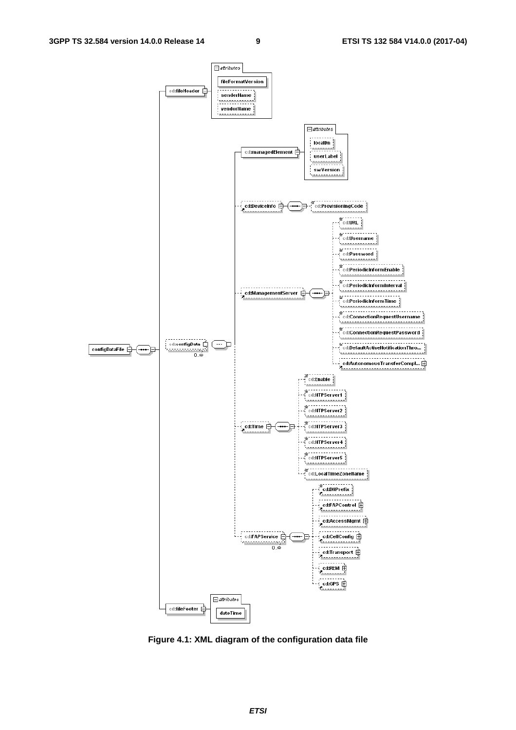Figure 4.1: XML diagram of the configuration data file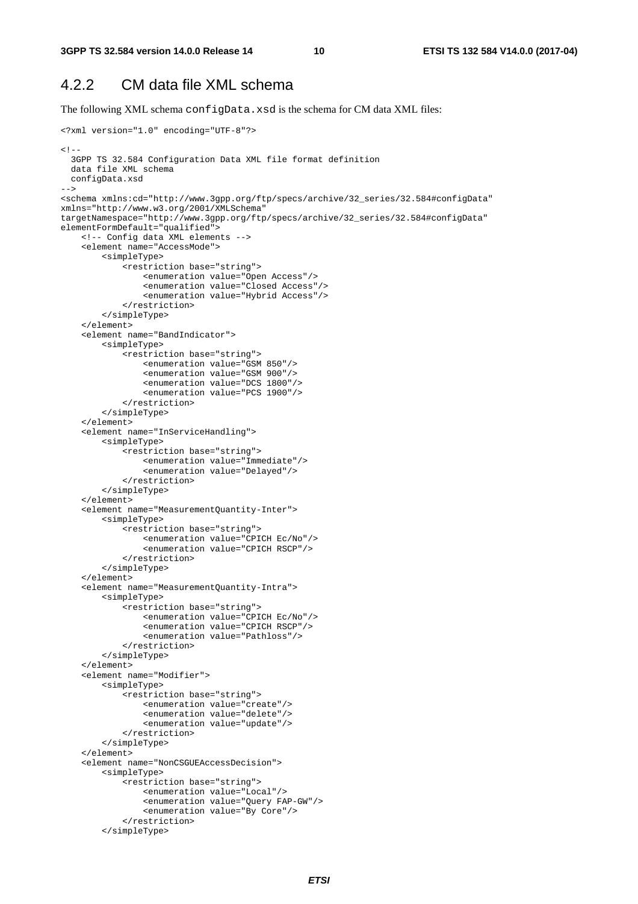### 4.2.2 CM data file XML schema

The following XML schema `configData.xsd` is the schema for CM data XML files:

```
<?xml version="1.0" encoding="UTF-8"?>

<!--
  3GPP TS 32.584 Configuration Data XML file format definition
  data file XML schema
  configData.xsd
-->
<schema xmlns:cd="http://www.3gpp.org/ftp/specs/archive/32_series/32.584#configData"
xmlns="http://www.w3.org/2001/XMLSchema"
targetNamespace="http://www.3gpp.org/ftp/specs/archive/32_series/32.584#configData"
elementFormDefault="qualified">
    <!-- Config data XML elements -->
    <element name="AccessMode">
        <simpleType>
            <restriction base="string">
                <enumeration value="Open Access"/>
                <enumeration value="Closed Access"/>
                <enumeration value="Hybrid Access"/>
            </restriction>
        </simpleType>
    </element>
    <element name="BandIndicator">
        <simpleType>
            <restriction base="string">
                <enumeration value="GSM 850"/>
                <enumeration value="GSM 900"/>
                <enumeration value="DCS 1800"/>
                <enumeration value="PCS 1900"/>
            </restriction>
        </simpleType>
    </element>
    <element name="InServiceHandling">
        <simpleType>
            <restriction base="string">
                <enumeration value="Immediate"/>
                <enumeration value="Delayed"/>
            </restriction>
        </simpleType>
    </element>
    <element name="MeasurementQuantity-Inter">
        <simpleType>
            <restriction base="string">
                <enumeration value="CPICH Ec/No"/>
                <enumeration value="CPICH RSCP"/>
            </restriction>
        </simpleType>
    </element>
    <element name="MeasurementQuantity-Intra">
        <simpleType>
            <restriction base="string">
                <enumeration value="CPICH Ec/No"/>
                <enumeration value="CPICH RSCP"/>
                <enumeration value="Pathloss"/>
            </restriction>
        </simpleType>
    </element>
    <element name="Modifier">
        <simpleType>
            <restriction base="string">
                <enumeration value="create"/>
                <enumeration value="delete"/>
                <enumeration value="update"/>
            </restriction>
        </simpleType>
    </element>
    <element name="NonCSGUEAccessDecision">
        <simpleType>
            <restriction base="string">
                <enumeration value="Local"/>
                <enumeration value="Query FAP-GW"/>
                <enumeration value="By Core"/>
            </restriction>
        </simpleType>
```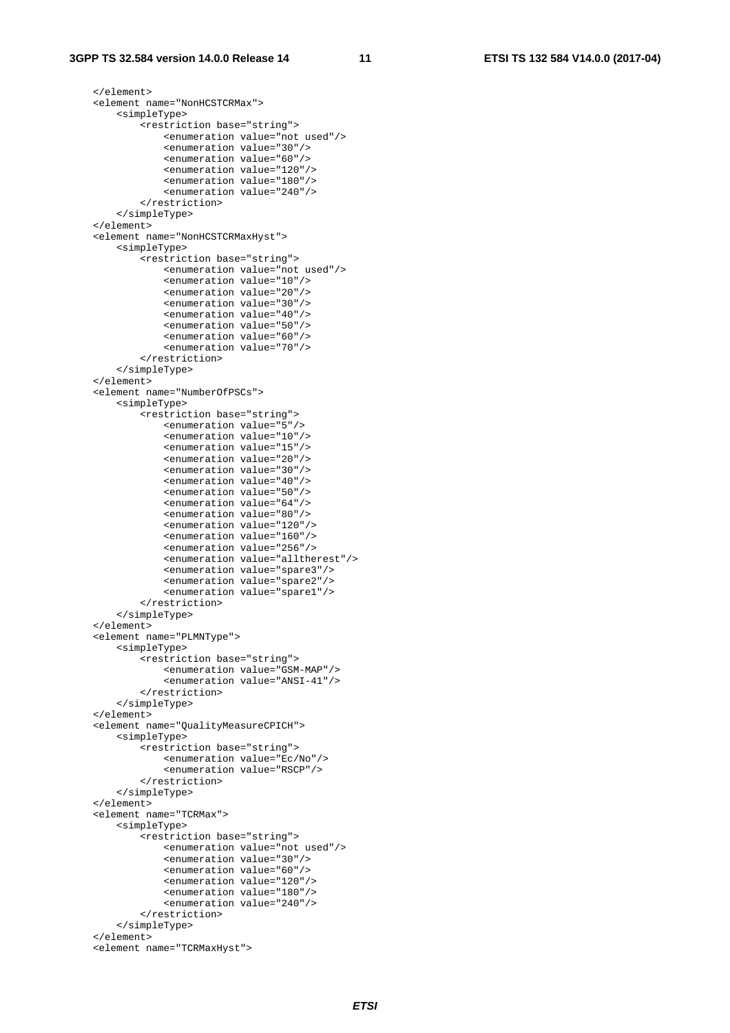```
    </element>
    <element name="NonHCSTCRMax">
        <simpleType>
            <restriction base="string">
                <enumeration value="not used"/>
                <enumeration value="30"/>
                <enumeration value="60"/>
                <enumeration value="120"/>
                <enumeration value="180"/>
                <enumeration value="240"/>
            </restriction>
        </simpleType>
    </element>
    <element name="NonHCSTCRMaxHyst">
        <simpleType>
            <restriction base="string">
                <enumeration value="not used"/>
                <enumeration value="10"/>
                <enumeration value="20"/>
                <enumeration value="30"/>
                <enumeration value="40"/>
                <enumeration value="50"/>
                <enumeration value="60"/>
                <enumeration value="70"/>
            </restriction>
        </simpleType>
    </element>
    <element name="NumberOfPSCs">
        <simpleType>
            <restriction base="string">
                <enumeration value="5"/>
                <enumeration value="10"/>
                <enumeration value="15"/>
                <enumeration value="20"/>
                <enumeration value="30"/>
                <enumeration value="40"/>
                <enumeration value="50"/>
                <enumeration value="64"/>
                <enumeration value="80"/>
                <enumeration value="120"/>
                <enumeration value="160"/>
                <enumeration value="256"/>
                <enumeration value="alltherest"/>
                <enumeration value="spare3"/>
                <enumeration value="spare2"/>
                <enumeration value="spare1"/>
            </restriction>
        </simpleType>
    </element>
    <element name="PLMNType">
        <simpleType>
            <restriction base="string">
                <enumeration value="GSM-MAP"/>
                <enumeration value="ANSI-41"/>
            </restriction>
        </simpleType>
    </element>
    <element name="QualityMeasureCPICH">
        <simpleType>
            <restriction base="string">
                <enumeration value="Ec/No"/>
                <enumeration value="RSCP"/>
            </restriction>
        </simpleType>
    </element>
    <element name="TCRMax">
        <simpleType>
            <restriction base="string">
                <enumeration value="not used"/>
                <enumeration value="30"/>
                <enumeration value="60"/>
                <enumeration value="120"/>
                <enumeration value="180"/>
                <enumeration value="240"/>
            </restriction>
        </simpleType>
    </element>
    <element name="TCRMaxHyst">
```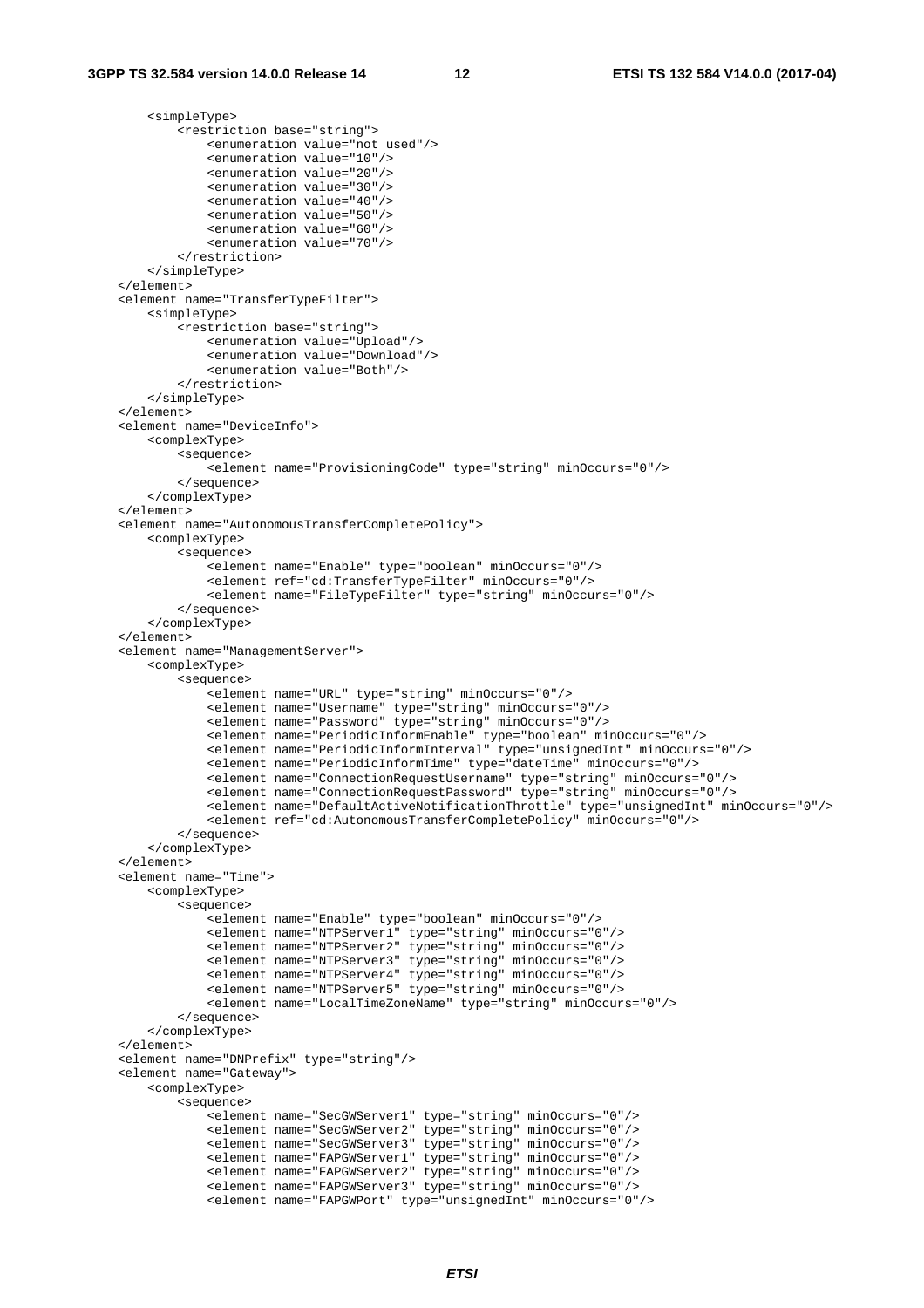```
        <simpleType>
            <restriction base="string">
                <enumeration value="not used"/>
                <enumeration value="10"/>
                <enumeration value="20"/>
                <enumeration value="30"/>
                <enumeration value="40"/>
                <enumeration value="50"/>
                <enumeration value="60"/>
                <enumeration value="70"/>
            </restriction>
        </simpleType>
    </element>
    <element name="TransferTypeFilter">
        <simpleType>
            <restriction base="string">
                <enumeration value="Upload"/>
                <enumeration value="Download"/>
                <enumeration value="Both"/>
            </restriction>
        </simpleType>
    </element>
    <element name="DeviceInfo">
        <complexType>
            <sequence>
                <element name="ProvisioningCode" type="string" minOccurs="0"/>
            </sequence>
        </complexType>
    </element>
    <element name="AutonomousTransferCompletePolicy">
        <complexType>
            <sequence>
                <element name="Enable" type="boolean" minOccurs="0"/>
                <element ref="cd:TransferTypeFilter" minOccurs="0"/>
                <element name="FileTypeFilter" type="string" minOccurs="0"/>
            </sequence>
        </complexType>
    </element>
    <element name="ManagementServer">
        <complexType>
            <sequence>
                <element name="URL" type="string" minOccurs="0"/>
                <element name="Username" type="string" minOccurs="0"/>
                <element name="Password" type="string" minOccurs="0"/>
                <element name="PeriodicInformEnable" type="boolean" minOccurs="0"/>
                <element name="PeriodicInformInterval" type="unsignedInt" minOccurs="0"/>
                <element name="PeriodicInformTime" type="dateTime" minOccurs="0"/>
                <element name="ConnectionRequestUsername" type="string" minOccurs="0"/>
                <element name="ConnectionRequestPassword" type="string" minOccurs="0"/>
                <element name="DefaultActiveNotificationThrottle" type="unsignedInt" minOccurs="0"/>
                <element ref="cd:AutonomousTransferCompletePolicy" minOccurs="0"/>
            </sequence>
        </complexType>
    </element>
    <element name="Time">
        <complexType>
            <sequence>
                <element name="Enable" type="boolean" minOccurs="0"/>
                <element name="NTPServer1" type="string" minOccurs="0"/>
                <element name="NTPServer2" type="string" minOccurs="0"/>
                <element name="NTPServer3" type="string" minOccurs="0"/>
                <element name="NTPServer4" type="string" minOccurs="0"/>
                <element name="NTPServer5" type="string" minOccurs="0"/>
                <element name="LocalTimeZoneName" type="string" minOccurs="0"/>
            </sequence>
        </complexType>
    </element>
    <element name="DNPrefix" type="string"/>
    <element name="Gateway">
        <complexType>
            <sequence>
                <element name="SecGWServer1" type="string" minOccurs="0"/>
                <element name="SecGWServer2" type="string" minOccurs="0"/>
                <element name="SecGWServer3" type="string" minOccurs="0"/>
                <element name="FAPGWServer1" type="string" minOccurs="0"/>
                <element name="FAPGWServer2" type="string" minOccurs="0"/>
                <element name="FAPGWServer3" type="string" minOccurs="0"/>
                <element name="FAPGWPort" type="unsignedInt" minOccurs="0"/>
```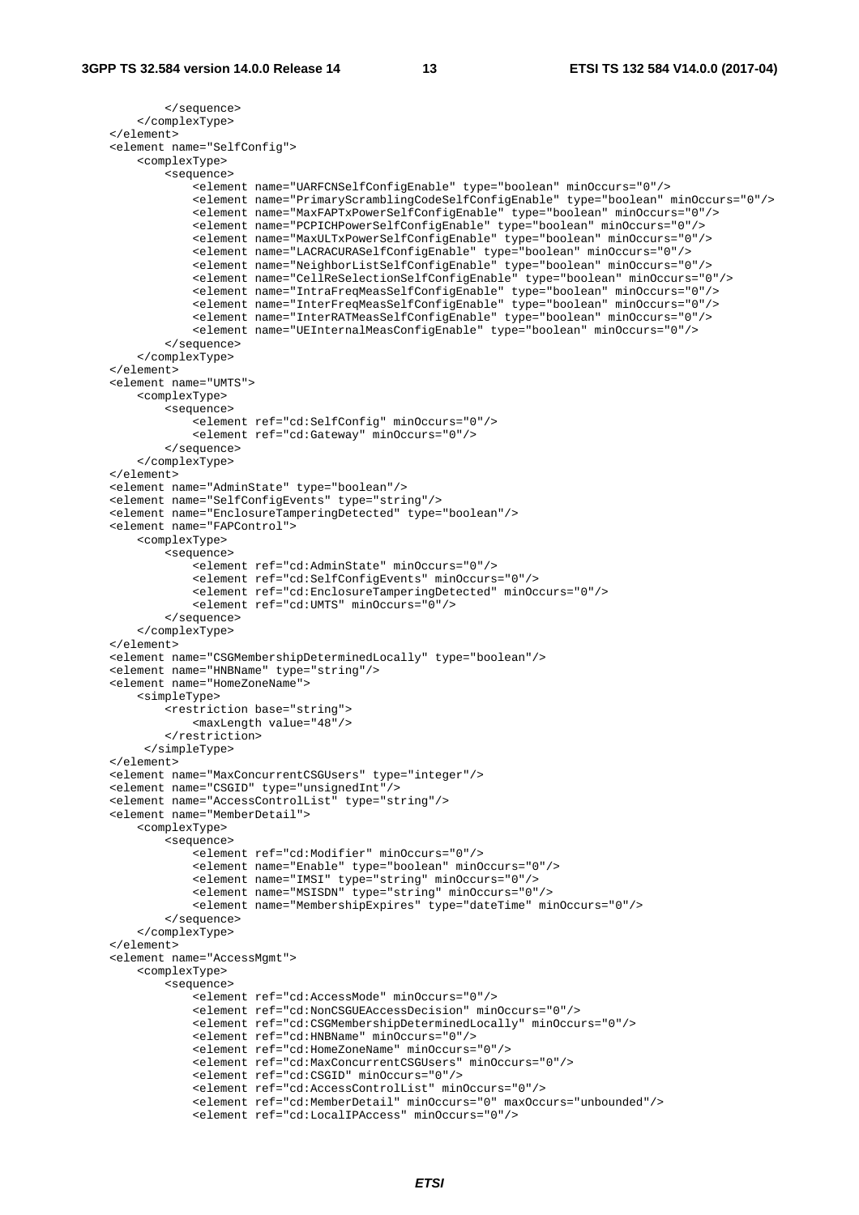```
            </sequence>
        </complexType>
    </element>
    <element name="SelfConfig">
        <complexType>
            <sequence>
                <element name="UARFCNSelfConfigEnable" type="boolean" minOccurs="0"/>
                <element name="PrimaryScramblingCodeSelfConfigEnable" type="boolean" minOccurs="0"/>
                <element name="MaxFAPTxPowerSelfConfigEnable" type="boolean" minOccurs="0"/>
                <element name="PCPICHPowerSelfConfigEnable" type="boolean" minOccurs="0"/>
                <element name="MaxULTxPowerSelfConfigEnable" type="boolean" minOccurs="0"/>
                <element name="LACRACURASelfConfigEnable" type="boolean" minOccurs="0"/>
                <element name="NeighborListSelfConfigEnable" type="boolean" minOccurs="0"/>
                <element name="CellReSelectionSelfConfigEnable" type="boolean" minOccurs="0"/>
                <element name="IntraFreqMeasSelfConfigEnable" type="boolean" minOccurs="0"/>
                <element name="InterFreqMeasSelfConfigEnable" type="boolean" minOccurs="0"/>
                <element name="InterRATMeasSelfConfigEnable" type="boolean" minOccurs="0"/>
                <element name="UEInternalMeasConfigEnable" type="boolean" minOccurs="0"/>
            </sequence>
        </complexType>
    </element>
    <element name="UMTS">
        <complexType>
            <sequence>
                <element ref="cd:SelfConfig" minOccurs="0"/>
                <element ref="cd:Gateway" minOccurs="0"/>
            </sequence>
        </complexType>
    </element>
    <element name="AdminState" type="boolean"/>
    <element name="SelfConfigEvents" type="string"/>
    <element name="EnclosureTamperingDetected" type="boolean"/>
    <element name="FAPControl">
        <complexType>
            <sequence>
                <element ref="cd:AdminState" minOccurs="0"/>
                <element ref="cd:SelfConfigEvents" minOccurs="0"/>
                <element ref="cd:EnclosureTamperingDetected" minOccurs="0"/>
                <element ref="cd:UMTS" minOccurs="0"/>
            </sequence>
        </complexType>
    </element>
    <element name="CSGMembershipDeterminedLocally" type="boolean"/>
    <element name="HNBName" type="string"/>
    <element name="HomeZoneName">
        <simpleType>
            <restriction base="string">
                <maxLength value="48"/>
            </restriction>
         </simpleType>
    </element>
    <element name="MaxConcurrentCSGUsers" type="integer"/>
    <element name="CSGID" type="unsignedInt"/>
    <element name="AccessControlList" type="string"/>
    <element name="MemberDetail">
        <complexType>
            <sequence>
                <element ref="cd:Modifier" minOccurs="0"/>
                <element name="Enable" type="boolean" minOccurs="0"/>
                <element name="IMSI" type="string" minOccurs="0"/>
                <element name="MSISDN" type="string" minOccurs="0"/>
                <element name="MembershipExpires" type="dateTime" minOccurs="0"/>
            </sequence>
        </complexType>
    </element>
    <element name="AccessMgmt">
        <complexType>
            <sequence>
                <element ref="cd:AccessMode" minOccurs="0"/>
                <element ref="cd:NonCSGUEAccessDecision" minOccurs="0"/>
                <element ref="cd:CSGMembershipDeterminedLocally" minOccurs="0"/>
                <element ref="cd:HNBName" minOccurs="0"/>
                <element ref="cd:HomeZoneName" minOccurs="0"/>
                <element ref="cd:MaxConcurrentCSGUsers" minOccurs="0"/>
                <element ref="cd:CSGID" minOccurs="0"/>
                <element ref="cd:AccessControlList" minOccurs="0"/>
                <element ref="cd:MemberDetail" minOccurs="0" maxOccurs="unbounded"/>
                <element ref="cd:LocalIPAccess" minOccurs="0"/>
```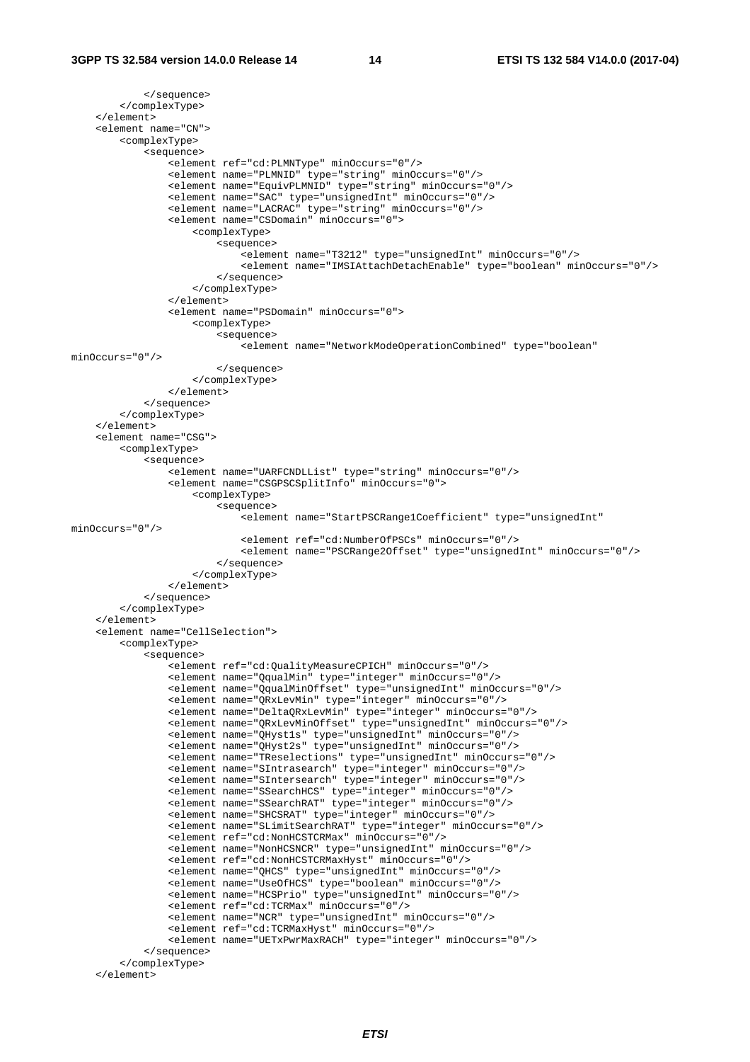```
            </sequence>
        </complexType>
    </element>
    <element name="CN">
        <complexType>
            <sequence>
                <element ref="cd:PLMNType" minOccurs="0"/>
                <element name="PLMNID" type="string" minOccurs="0"/>
                <element name="EquivPLMNID" type="string" minOccurs="0"/>
                <element name="SAC" type="unsignedInt" minOccurs="0"/>
                <element name="LACRAC" type="string" minOccurs="0"/>
                <element name="CSDomain" minOccurs="0">
                    <complexType>
                        <sequence>
                            <element name="T3212" type="unsignedInt" minOccurs="0"/>
                            <element name="IMSIAttachDetachEnable" type="boolean" minOccurs="0"/>
                        </sequence>
                    </complexType>
                </element>
                <element name="PSDomain" minOccurs="0">
                    <complexType>
                        <sequence>
                            <element name="NetworkModeOperationCombined" type="boolean" 
minOccurs="0"/>
                        </sequence>
                    </complexType>
                </element>
            </sequence>
        </complexType>
    </element>
    <element name="CSG">
        <complexType>
            <sequence>
                <element name="UARFCNDLList" type="string" minOccurs="0"/>
                <element name="CSGPSCSplitInfo" minOccurs="0">
                    <complexType>
                        <sequence>
                            <element name="StartPSCRange1Coefficient" type="unsignedInt" 
minOccurs="0"/>
                            <element ref="cd:NumberOfPSCs" minOccurs="0"/>
                            <element name="PSCRange2Offset" type="unsignedInt" minOccurs="0"/>
                        </sequence>
                    </complexType>
                </element>
            </sequence>
        </complexType>
    </element>
    <element name="CellSelection">
        <complexType>
            <sequence>
                <element ref="cd:QualityMeasureCPICH" minOccurs="0"/>
                <element name="QqualMin" type="integer" minOccurs="0"/>
                <element name="QqualMinOffset" type="unsignedInt" minOccurs="0"/>
                <element name="QRxLevMin" type="integer" minOccurs="0"/>
                <element name="DeltaQRxLevMin" type="integer" minOccurs="0"/>
                <element name="QRxLevMinOffset" type="unsignedInt" minOccurs="0"/>
                <element name="QHyst1s" type="unsignedInt" minOccurs="0"/>
                <element name="QHyst2s" type="unsignedInt" minOccurs="0"/>
                <element name="TReselections" type="unsignedInt" minOccurs="0"/>
                <element name="SIntrasearch" type="integer" minOccurs="0"/>
                <element name="SIntersearch" type="integer" minOccurs="0"/>
                <element name="SSearchHCS" type="integer" minOccurs="0"/>
                <element name="SSearchRAT" type="integer" minOccurs="0"/>
                <element name="SHCSRAT" type="integer" minOccurs="0"/>
                <element name="SLimitSearchRAT" type="integer" minOccurs="0"/>
                <element ref="cd:NonHCSTCRMax" minOccurs="0"/>
                <element name="NonHCSNCR" type="unsignedInt" minOccurs="0"/>
                <element ref="cd:NonHCSTCRMaxHyst" minOccurs="0"/>
                <element name="QHCS" type="unsignedInt" minOccurs="0"/>
                <element name="UseOfHCS" type="boolean" minOccurs="0"/>
                <element name="HCSPrio" type="unsignedInt" minOccurs="0"/>
                <element ref="cd:TCRMax" minOccurs="0"/>
                <element name="NCR" type="unsignedInt" minOccurs="0"/>
                <element ref="cd:TCRMaxHyst" minOccurs="0"/>
                <element name="UETxPwrMaxRACH" type="integer" minOccurs="0"/>
            </sequence>
        </complexType>
    </element>
```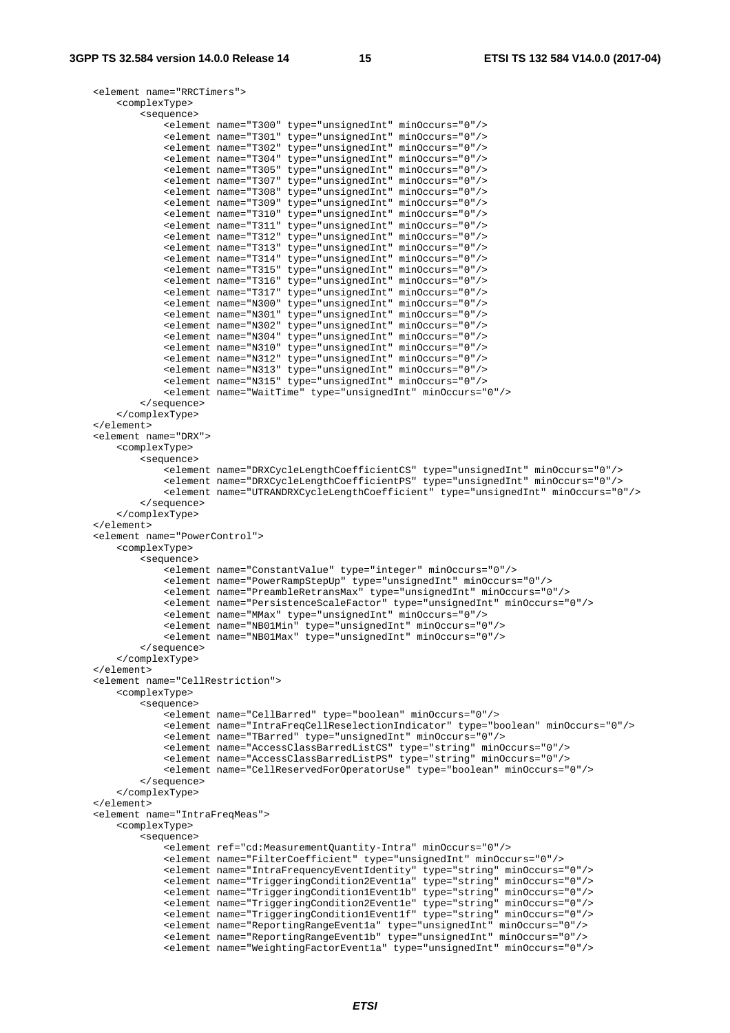```
<element name="RRCTimers">
    <complexType>
        <sequence>
            <element name="T300" type="unsignedInt" minOccurs="0"/>
            <element name="T301" type="unsignedInt" minOccurs="0"/>
            <element name="T302" type="unsignedInt" minOccurs="0"/>
            <element name="T304" type="unsignedInt" minOccurs="0"/>
            <element name="T305" type="unsignedInt" minOccurs="0"/>
            <element name="T307" type="unsignedInt" minOccurs="0"/>
            <element name="T308" type="unsignedInt" minOccurs="0"/>
            <element name="T309" type="unsignedInt" minOccurs="0"/>
            <element name="T310" type="unsignedInt" minOccurs="0"/>
            <element name="T311" type="unsignedInt" minOccurs="0"/>
            <element name="T312" type="unsignedInt" minOccurs="0"/>
            <element name="T313" type="unsignedInt" minOccurs="0"/>
            <element name="T314" type="unsignedInt" minOccurs="0"/>
            <element name="T315" type="unsignedInt" minOccurs="0"/>
            <element name="T316" type="unsignedInt" minOccurs="0"/>
            <element name="T317" type="unsignedInt" minOccurs="0"/>
            <element name="N300" type="unsignedInt" minOccurs="0"/>
            <element name="N301" type="unsignedInt" minOccurs="0"/>
            <element name="N302" type="unsignedInt" minOccurs="0"/>
            <element name="N304" type="unsignedInt" minOccurs="0"/>
            <element name="N310" type="unsignedInt" minOccurs="0"/>
            <element name="N312" type="unsignedInt" minOccurs="0"/>
            <element name="N313" type="unsignedInt" minOccurs="0"/>
            <element name="N315" type="unsignedInt" minOccurs="0"/>
            <element name="WaitTime" type="unsignedInt" minOccurs="0"/>
        </sequence>
    </complexType>
</element>
<element name="DRX">
    <complexType>
        <sequence>
            <element name="DRXCycleLengthCoefficientCS" type="unsignedInt" minOccurs="0"/>
            <element name="DRXCycleLengthCoefficientPS" type="unsignedInt" minOccurs="0"/>
            <element name="UTRANDRXCycleLengthCoefficient" type="unsignedInt" minOccurs="0"/>
        </sequence>
    </complexType>
</element>
<element name="PowerControl">
    <complexType>
        <sequence>
            <element name="ConstantValue" type="integer" minOccurs="0"/>
            <element name="PowerRampStepUp" type="unsignedInt" minOccurs="0"/>
            <element name="PreambleRetransMax" type="unsignedInt" minOccurs="0"/>
            <element name="PersistenceScaleFactor" type="unsignedInt" minOccurs="0"/>
            <element name="MMax" type="unsignedInt" minOccurs="0"/>
            <element name="NB01Min" type="unsignedInt" minOccurs="0"/>
            <element name="NB01Max" type="unsignedInt" minOccurs="0"/>
        </sequence>
    </complexType>
</element>
<element name="CellRestriction">
    <complexType>
        <sequence>
            <element name="CellBarred" type="boolean" minOccurs="0"/>
            <element name="IntraFreqCellReselectionIndicator" type="boolean" minOccurs="0"/>
            <element name="TBarred" type="unsignedInt" minOccurs="0"/>
            <element name="AccessClassBarredListCS" type="string" minOccurs="0"/>
            <element name="AccessClassBarredListPS" type="string" minOccurs="0"/>
            <element name="CellReservedForOperatorUse" type="boolean" minOccurs="0"/>
        </sequence>
    </complexType>
</element>
<element name="IntraFreqMeas">
    <complexType>
        <sequence>
            <element ref="cd:MeasurementQuantity-Intra" minOccurs="0"/>
            <element name="FilterCoefficient" type="unsignedInt" minOccurs="0"/>
            <element name="IntraFrequencyEventIdentity" type="string" minOccurs="0"/>
            <element name="TriggeringCondition2Event1a" type="string" minOccurs="0"/>
            <element name="TriggeringCondition1Event1b" type="string" minOccurs="0"/>
            <element name="TriggeringCondition2Event1e" type="string" minOccurs="0"/>
            <element name="TriggeringCondition1Event1f" type="string" minOccurs="0"/>
            <element name="ReportingRangeEvent1a" type="unsignedInt" minOccurs="0"/>
            <element name="ReportingRangeEvent1b" type="unsignedInt" minOccurs="0"/>
            <element name="WeightingFactorEvent1a" type="unsignedInt" minOccurs="0"/>
```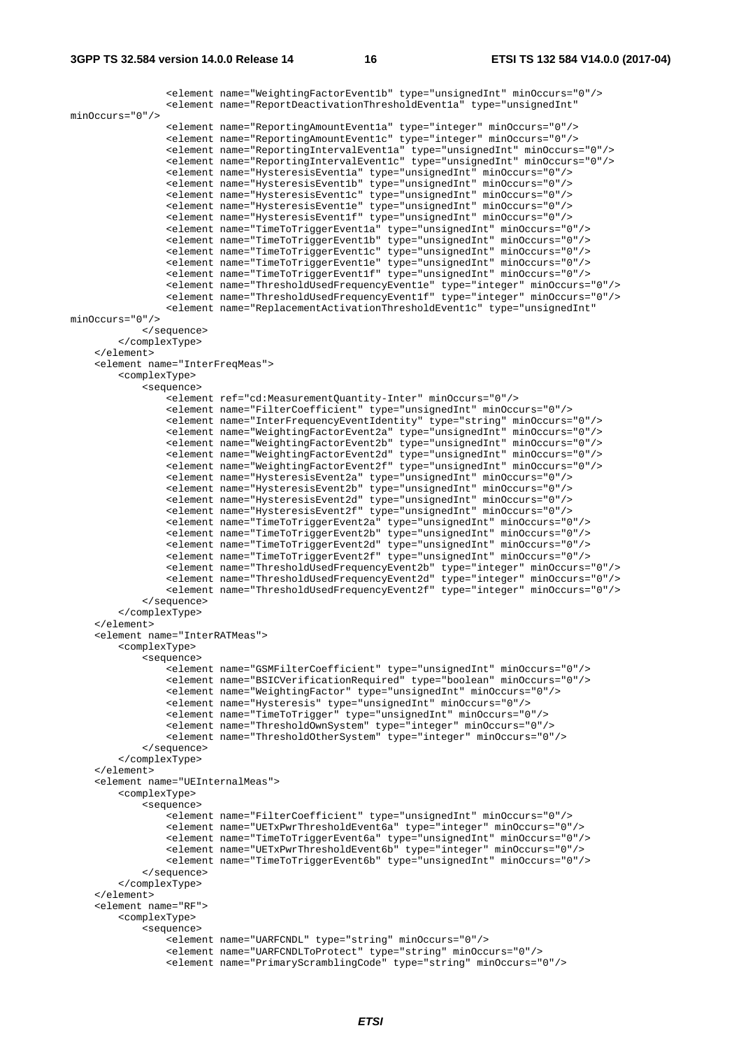```
                <element name="WeightingFactorEvent1b" type="unsignedInt" minOccurs="0"/>
                <element name="ReportDeactivationThresholdEvent1a" type="unsignedInt"
minOccurs="0"/>
                <element name="ReportingAmountEvent1a" type="integer" minOccurs="0"/>
                <element name="ReportingAmountEvent1c" type="integer" minOccurs="0"/>
                <element name="ReportingIntervalEvent1a" type="unsignedInt" minOccurs="0"/>
                <element name="ReportingIntervalEvent1c" type="unsignedInt" minOccurs="0"/>
                <element name="HysteresisEvent1a" type="unsignedInt" minOccurs="0"/>
                <element name="HysteresisEvent1b" type="unsignedInt" minOccurs="0"/>
                <element name="HysteresisEvent1c" type="unsignedInt" minOccurs="0"/>
                <element name="HysteresisEvent1e" type="unsignedInt" minOccurs="0"/>
                <element name="HysteresisEvent1f" type="unsignedInt" minOccurs="0"/>
                <element name="TimeToTriggerEvent1a" type="unsignedInt" minOccurs="0"/>
                <element name="TimeToTriggerEvent1b" type="unsignedInt" minOccurs="0"/>
                <element name="TimeToTriggerEvent1c" type="unsignedInt" minOccurs="0"/>
                <element name="TimeToTriggerEvent1e" type="unsignedInt" minOccurs="0"/>
                <element name="TimeToTriggerEvent1f" type="unsignedInt" minOccurs="0"/>
                <element name="ThresholdUsedFrequencyEvent1e" type="integer" minOccurs="0"/>
                <element name="ThresholdUsedFrequencyEvent1f" type="integer" minOccurs="0"/>
                <element name="ReplacementActivationThresholdEvent1c" type="unsignedInt"
minOccurs="0"/>
            </sequence>
        </complexType>
    </element>
    <element name="InterFreqMeas">
        <complexType>
            <sequence>
                <element ref="cd:MeasurementQuantity-Inter" minOccurs="0"/>
                <element name="FilterCoefficient" type="unsignedInt" minOccurs="0"/>
                <element name="InterFrequencyEventIdentity" type="string" minOccurs="0"/>
                <element name="WeightingFactorEvent2a" type="unsignedInt" minOccurs="0"/>
                <element name="WeightingFactorEvent2b" type="unsignedInt" minOccurs="0"/>
                <element name="WeightingFactorEvent2d" type="unsignedInt" minOccurs="0"/>
                <element name="WeightingFactorEvent2f" type="unsignedInt" minOccurs="0"/>
                <element name="HysteresisEvent2a" type="unsignedInt" minOccurs="0"/>
                <element name="HysteresisEvent2b" type="unsignedInt" minOccurs="0"/>
                <element name="HysteresisEvent2d" type="unsignedInt" minOccurs="0"/>
                <element name="HysteresisEvent2f" type="unsignedInt" minOccurs="0"/>
                <element name="TimeToTriggerEvent2a" type="unsignedInt" minOccurs="0"/>
                <element name="TimeToTriggerEvent2b" type="unsignedInt" minOccurs="0"/>
                <element name="TimeToTriggerEvent2d" type="unsignedInt" minOccurs="0"/>
                <element name="TimeToTriggerEvent2f" type="unsignedInt" minOccurs="0"/>
                <element name="ThresholdUsedFrequencyEvent2b" type="integer" minOccurs="0"/>
                <element name="ThresholdUsedFrequencyEvent2d" type="integer" minOccurs="0"/>
                <element name="ThresholdUsedFrequencyEvent2f" type="integer" minOccurs="0"/>
            </sequence>
        </complexType>
    </element>
    <element name="InterRATMeas">
        <complexType>
            <sequence>
                <element name="GSMFilterCoefficient" type="unsignedInt" minOccurs="0"/>
                <element name="BSICVerificationRequired" type="boolean" minOccurs="0"/>
                <element name="WeightingFactor" type="unsignedInt" minOccurs="0"/>
                <element name="Hysteresis" type="unsignedInt" minOccurs="0"/>
                <element name="TimeToTrigger" type="unsignedInt" minOccurs="0"/>
                <element name="ThresholdOwnSystem" type="integer" minOccurs="0"/>
                <element name="ThresholdOtherSystem" type="integer" minOccurs="0"/>
            </sequence>
        </complexType>
    </element>
    <element name="UEInternalMeas">
        <complexType>
            <sequence>
                <element name="FilterCoefficient" type="unsignedInt" minOccurs="0"/>
                <element name="UETxPwrThresholdEvent6a" type="integer" minOccurs="0"/>
                <element name="TimeToTriggerEvent6a" type="unsignedInt" minOccurs="0"/>
                <element name="UETxPwrThresholdEvent6b" type="integer" minOccurs="0"/>
                <element name="TimeToTriggerEvent6b" type="unsignedInt" minOccurs="0"/>
            </sequence>
        </complexType>
    </element>
    <element name="RF">
        <complexType>
            <sequence>
                <element name="UARFCNDL" type="string" minOccurs="0"/>
                <element name="UARFCNDLToProtect" type="string" minOccurs="0"/>
                <element name="PrimaryScramblingCode" type="string" minOccurs="0"/>
```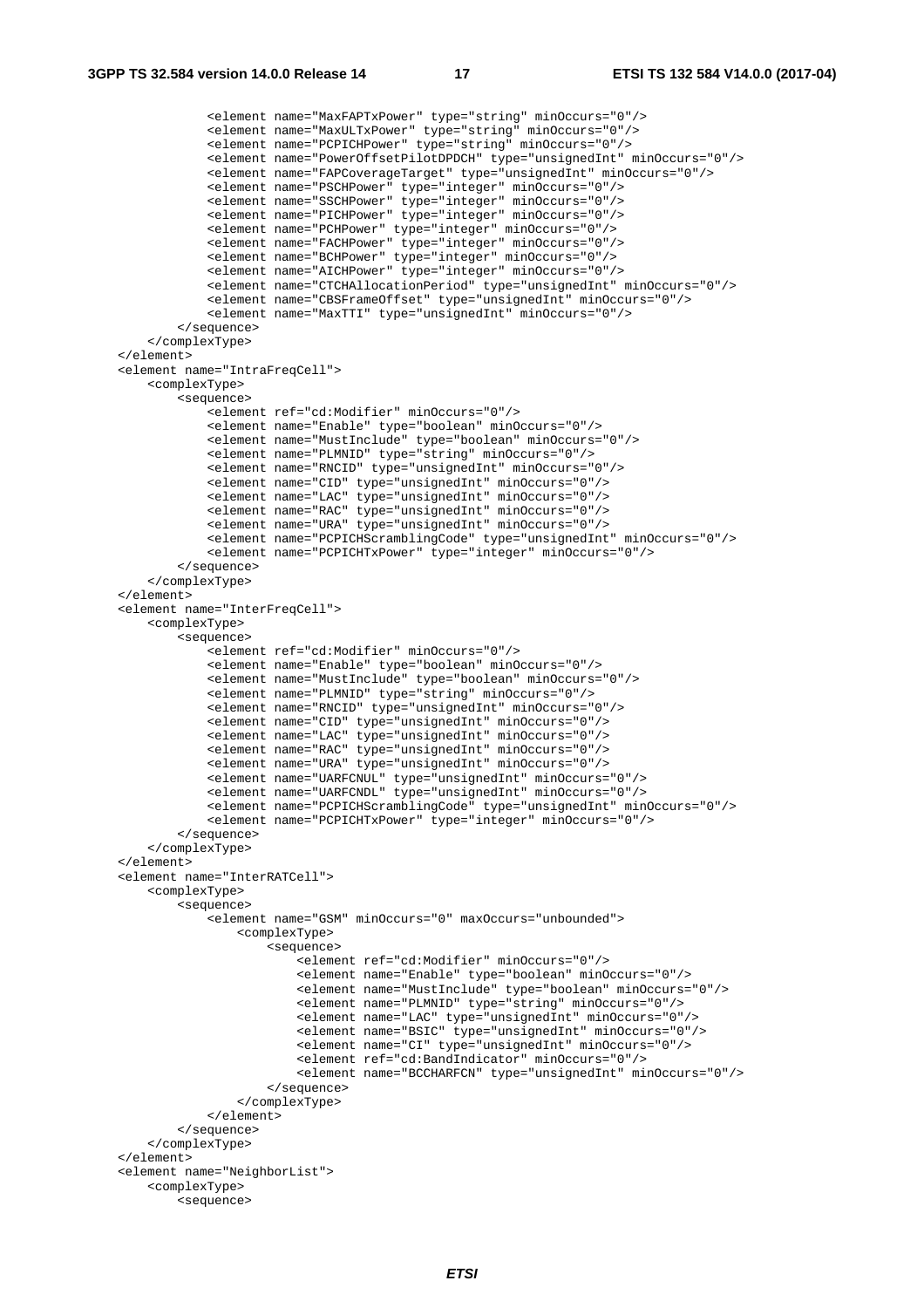```
            <element name="MaxFAPTxPower" type="string" minOccurs="0"/>
            <element name="MaxULTxPower" type="string" minOccurs="0"/>
            <element name="PCPICHPower" type="string" minOccurs="0"/>
            <element name="PowerOffsetPilotDPDCH" type="unsignedInt" minOccurs="0"/>
            <element name="FAPCoverageTarget" type="unsignedInt" minOccurs="0"/>
            <element name="PSCHPower" type="integer" minOccurs="0"/>
            <element name="SSCHPower" type="integer" minOccurs="0"/>
            <element name="PICHPower" type="integer" minOccurs="0"/>
            <element name="PCHPower" type="integer" minOccurs="0"/>
            <element name="FACHPower" type="integer" minOccurs="0"/>
            <element name="BCHPower" type="integer" minOccurs="0"/>
            <element name="AICHPower" type="integer" minOccurs="0"/>
            <element name="CTCHAllocationPeriod" type="unsignedInt" minOccurs="0"/>
            <element name="CBSFrameOffset" type="unsignedInt" minOccurs="0"/>
            <element name="MaxTTI" type="unsignedInt" minOccurs="0"/>
        </sequence>
    </complexType>
</element>
<element name="IntraFreqCell">
    <complexType>
        <sequence>
            <element ref="cd:Modifier" minOccurs="0"/>
            <element name="Enable" type="boolean" minOccurs="0"/>
            <element name="MustInclude" type="boolean" minOccurs="0"/>
            <element name="PLMNID" type="string" minOccurs="0"/>
            <element name="RNCID" type="unsignedInt" minOccurs="0"/>
            <element name="CID" type="unsignedInt" minOccurs="0"/>
            <element name="LAC" type="unsignedInt" minOccurs="0"/>
            <element name="RAC" type="unsignedInt" minOccurs="0"/>
            <element name="URA" type="unsignedInt" minOccurs="0"/>
            <element name="PCPICHScramblingCode" type="unsignedInt" minOccurs="0"/>
            <element name="PCPICHTxPower" type="integer" minOccurs="0"/>
        </sequence>
    </complexType>
</element>
<element name="InterFreqCell">
    <complexType>
        <sequence>
            <element ref="cd:Modifier" minOccurs="0"/>
            <element name="Enable" type="boolean" minOccurs="0"/>
            <element name="MustInclude" type="boolean" minOccurs="0"/>
            <element name="PLMNID" type="string" minOccurs="0"/>
            <element name="RNCID" type="unsignedInt" minOccurs="0"/>
            <element name="CID" type="unsignedInt" minOccurs="0"/>
            <element name="LAC" type="unsignedInt" minOccurs="0"/>
            <element name="RAC" type="unsignedInt" minOccurs="0"/>
            <element name="URA" type="unsignedInt" minOccurs="0"/>
            <element name="UARFCNUL" type="unsignedInt" minOccurs="0"/>
            <element name="UARFCNDL" type="unsignedInt" minOccurs="0"/>
            <element name="PCPICHScramblingCode" type="unsignedInt" minOccurs="0"/>
            <element name="PCPICHTxPower" type="integer" minOccurs="0"/>
        </sequence>
    </complexType>
</element>
<element name="InterRATCell">
    <complexType>
        <sequence>
            <element name="GSM" minOccurs="0" maxOccurs="unbounded">
                <complexType>
                    <sequence>
                        <element ref="cd:Modifier" minOccurs="0"/>
                        <element name="Enable" type="boolean" minOccurs="0"/>
                        <element name="MustInclude" type="boolean" minOccurs="0"/>
                        <element name="PLMNID" type="string" minOccurs="0"/>
                        <element name="LAC" type="unsignedInt" minOccurs="0"/>
                        <element name="BSIC" type="unsignedInt" minOccurs="0"/>
                        <element name="CI" type="unsignedInt" minOccurs="0"/>
                        <element ref="cd:BandIndicator" minOccurs="0"/>
                        <element name="BCCHARFCN" type="unsignedInt" minOccurs="0"/>
                    </sequence>
                </complexType>
            </element>
        </sequence>
    </complexType>
</element>
<element name="NeighborList">
    <complexType>
        <sequence>
```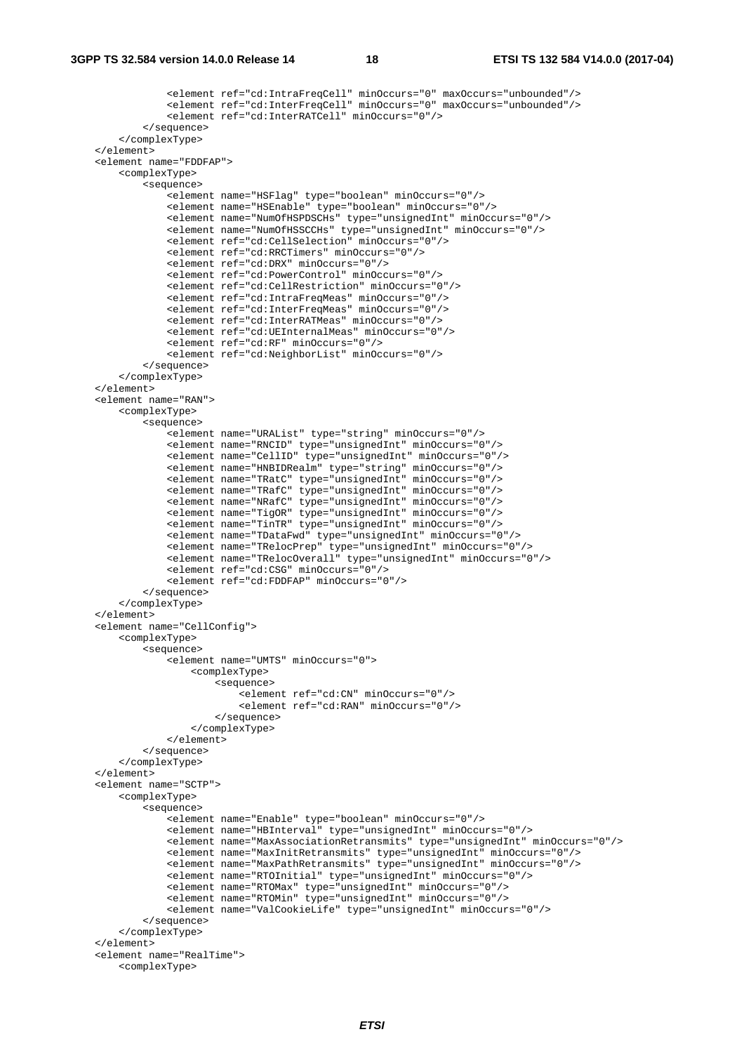```
            <element ref="cd:IntraFreqCell" minOccurs="0" maxOccurs="unbounded"/>
            <element ref="cd:InterFreqCell" minOccurs="0" maxOccurs="unbounded"/>
            <element ref="cd:InterRATCell" minOccurs="0"/>
        </sequence>
    </complexType>
</element>
<element name="FDDFAP">
    <complexType>
        <sequence>
            <element name="HSFlag" type="boolean" minOccurs="0"/>
            <element name="HSEnable" type="boolean" minOccurs="0"/>
            <element name="NumOfHSPDSCHs" type="unsignedInt" minOccurs="0"/>
            <element name="NumOfHSSCCHs" type="unsignedInt" minOccurs="0"/>
            <element ref="cd:CellSelection" minOccurs="0"/>
            <element ref="cd:RRCTimers" minOccurs="0"/>
            <element ref="cd:DRX" minOccurs="0"/>
            <element ref="cd:PowerControl" minOccurs="0"/>
            <element ref="cd:CellRestriction" minOccurs="0"/>
            <element ref="cd:IntraFreqMeas" minOccurs="0"/>
            <element ref="cd:InterFreqMeas" minOccurs="0"/>
            <element ref="cd:InterRATMeas" minOccurs="0"/>
            <element ref="cd:UEInternalMeas" minOccurs="0"/>
            <element ref="cd:RF" minOccurs="0"/>
            <element ref="cd:NeighborList" minOccurs="0"/>
        </sequence>
    </complexType>
</element>
<element name="RAN">
    <complexType>
        <sequence>
            <element name="URAList" type="string" minOccurs="0"/>
            <element name="RNCID" type="unsignedInt" minOccurs="0"/>
            <element name="CellID" type="unsignedInt" minOccurs="0"/>
            <element name="HNBIDRealm" type="string" minOccurs="0"/>
            <element name="TRatC" type="unsignedInt" minOccurs="0"/>
            <element name="TRafC" type="unsignedInt" minOccurs="0"/>
            <element name="NRafC" type="unsignedInt" minOccurs="0"/>
            <element name="TigOR" type="unsignedInt" minOccurs="0"/>
            <element name="TinTR" type="unsignedInt" minOccurs="0"/>
            <element name="TDataFwd" type="unsignedInt" minOccurs="0"/>
            <element name="TRelocPrep" type="unsignedInt" minOccurs="0"/>
            <element name="TRelocOverall" type="unsignedInt" minOccurs="0"/>
            <element ref="cd:CSG" minOccurs="0"/>
            <element ref="cd:FDDFAP" minOccurs="0"/>
        </sequence>
    </complexType>
</element>
<element name="CellConfig">
    <complexType>
        <sequence>
            <element name="UMTS" minOccurs="0">
                <complexType>
                    <sequence>
                        <element ref="cd:CN" minOccurs="0"/>
                        <element ref="cd:RAN" minOccurs="0"/>
                    </sequence>
                </complexType>
            </element>
        </sequence>
    </complexType>
</element>
<element name="SCTP">
    <complexType>
        <sequence>
            <element name="Enable" type="boolean" minOccurs="0"/>
            <element name="HBInterval" type="unsignedInt" minOccurs="0"/>
            <element name="MaxAssociationRetransmits" type="unsignedInt" minOccurs="0"/>
            <element name="MaxInitRetransmits" type="unsignedInt" minOccurs="0"/>
            <element name="MaxPathRetransmits" type="unsignedInt" minOccurs="0"/>
            <element name="RTOInitial" type="unsignedInt" minOccurs="0"/>
            <element name="RTOMax" type="unsignedInt" minOccurs="0"/>
            <element name="RTOMin" type="unsignedInt" minOccurs="0"/>
            <element name="ValCookieLife" type="unsignedInt" minOccurs="0"/>
        </sequence>
    </complexType>
</element>
<element name="RealTime">
    <complexType>
```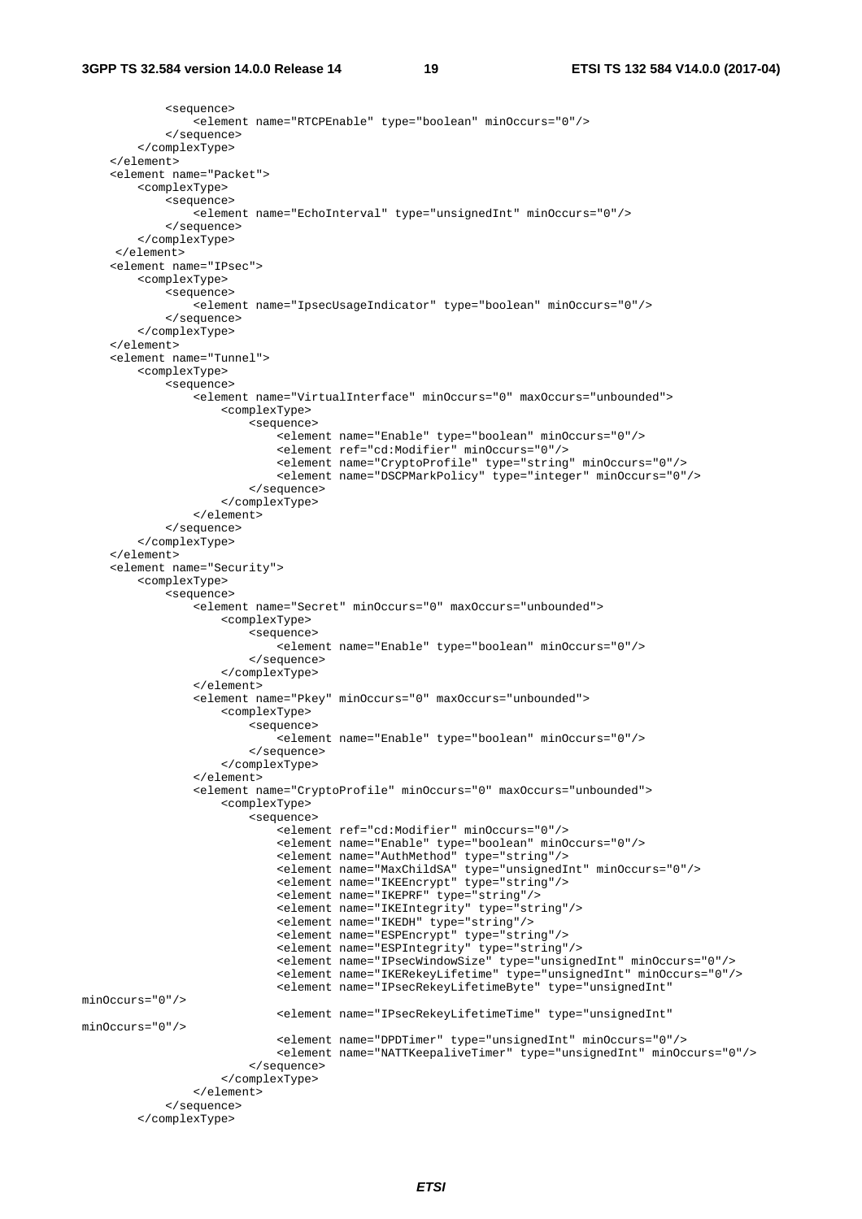```
            <sequence>
                <element name="RTCPEnable" type="boolean" minOccurs="0"/>
            </sequence>
        </complexType>
    </element>
    <element name="Packet">
        <complexType>
            <sequence>
                <element name="EchoInterval" type="unsignedInt" minOccurs="0"/>
            </sequence>
        </complexType>
     </element>
    <element name="IPsec">
        <complexType>
            <sequence>
                <element name="IpsecUsageIndicator" type="boolean" minOccurs="0"/>
            </sequence>
        </complexType>
    </element>
    <element name="Tunnel">
        <complexType>
            <sequence>
                <element name="VirtualInterface" minOccurs="0" maxOccurs="unbounded">
                    <complexType>
                        <sequence>
                            <element name="Enable" type="boolean" minOccurs="0"/>
                            <element ref="cd:Modifier" minOccurs="0"/>
                            <element name="CryptoProfile" type="string" minOccurs="0"/>
                            <element name="DSCPMarkPolicy" type="integer" minOccurs="0"/>
                        </sequence>
                    </complexType>
                </element>
            </sequence>
        </complexType>
    </element>
    <element name="Security">
        <complexType>
            <sequence>
                <element name="Secret" minOccurs="0" maxOccurs="unbounded">
                    <complexType>
                        <sequence>
                            <element name="Enable" type="boolean" minOccurs="0"/>
                        </sequence>
                    </complexType>
                </element>
                <element name="Pkey" minOccurs="0" maxOccurs="unbounded">
                    <complexType>
                        <sequence>
                            <element name="Enable" type="boolean" minOccurs="0"/>
                        </sequence>
                    </complexType>
                </element>
                <element name="CryptoProfile" minOccurs="0" maxOccurs="unbounded">
                    <complexType>
                        <sequence>
                            <element ref="cd:Modifier" minOccurs="0"/>
                            <element name="Enable" type="boolean" minOccurs="0"/>
                            <element name="AuthMethod" type="string"/>
                            <element name="MaxChildSA" type="unsignedInt" minOccurs="0"/>
                            <element name="IKEEncrypt" type="string"/>
                            <element name="IKEPRF" type="string"/>
                            <element name="IKEIntegrity" type="string"/>
                            <element name="IKEDH" type="string"/>
                            <element name="ESPEncrypt" type="string"/>
                            <element name="ESPIntegrity" type="string"/>
                            <element name="IPsecWindowSize" type="unsignedInt" minOccurs="0"/>
                            <element name="IKERekeyLifetime" type="unsignedInt" minOccurs="0"/>
                            <element name="IPsecRekeyLifetimeByte" type="unsignedInt"
minOccurs="0"/>
                            <element name="IPsecRekeyLifetimeTime" type="unsignedInt"
minOccurs="0"/>
                            <element name="DPDTimer" type="unsignedInt" minOccurs="0"/>
                            <element name="NATTKeepaliveTimer" type="unsignedInt" minOccurs="0"/>
                        </sequence>
                    </complexType>
                </element>
            </sequence>
        </complexType>
```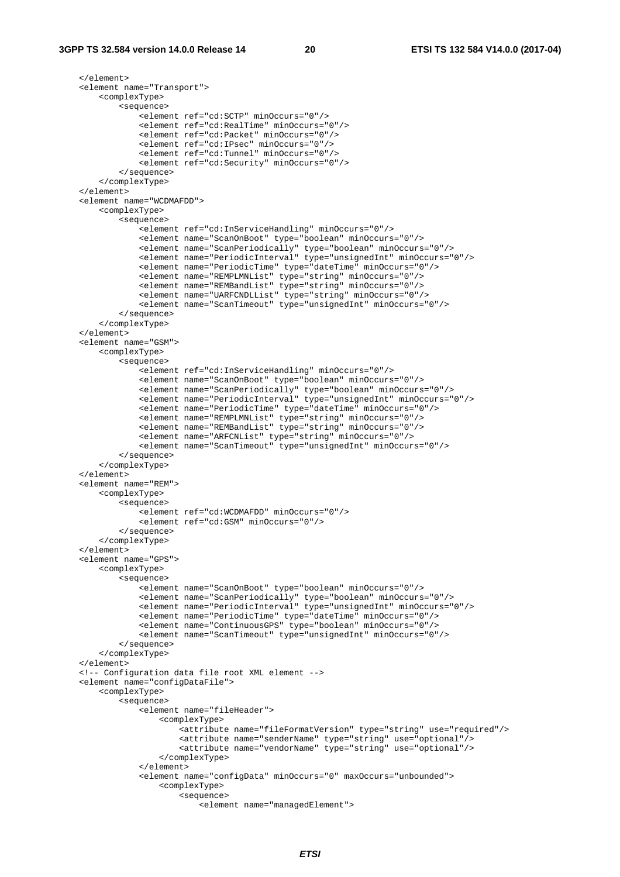```
    </element>
    <element name="Transport">
        <complexType>
            <sequence>
                <element ref="cd:SCTP" minOccurs="0"/>
                <element ref="cd:RealTime" minOccurs="0"/>
                <element ref="cd:Packet" minOccurs="0"/>
                <element ref="cd:IPsec" minOccurs="0"/>
                <element ref="cd:Tunnel" minOccurs="0"/>
                <element ref="cd:Security" minOccurs="0"/>
            </sequence>
        </complexType>
    </element>
    <element name="WCDMAFDD">
        <complexType>
            <sequence>
                <element ref="cd:InServiceHandling" minOccurs="0"/>
                <element name="ScanOnBoot" type="boolean" minOccurs="0"/>
                <element name="ScanPeriodically" type="boolean" minOccurs="0"/>
                <element name="PeriodicInterval" type="unsignedInt" minOccurs="0"/>
                <element name="PeriodicTime" type="dateTime" minOccurs="0"/>
                <element name="REMPLMNList" type="string" minOccurs="0"/>
                <element name="REMBandList" type="string" minOccurs="0"/>
                <element name="UARFCNDLList" type="string" minOccurs="0"/>
                <element name="ScanTimeout" type="unsignedInt" minOccurs="0"/>
            </sequence>
        </complexType>
    </element>
    <element name="GSM">
        <complexType>
            <sequence>
                <element ref="cd:InServiceHandling" minOccurs="0"/>
                <element name="ScanOnBoot" type="boolean" minOccurs="0"/>
                <element name="ScanPeriodically" type="boolean" minOccurs="0"/>
                <element name="PeriodicInterval" type="unsignedInt" minOccurs="0"/>
                <element name="PeriodicTime" type="dateTime" minOccurs="0"/>
                <element name="REMPLMNList" type="string" minOccurs="0"/>
                <element name="REMBandList" type="string" minOccurs="0"/>
                <element name="ARFCNList" type="string" minOccurs="0"/>
                <element name="ScanTimeout" type="unsignedInt" minOccurs="0"/>
            </sequence>
        </complexType>
    </element>
    <element name="REM">
        <complexType>
            <sequence>
                <element ref="cd:WCDMAFDD" minOccurs="0"/>
                <element ref="cd:GSM" minOccurs="0"/>
            </sequence>
        </complexType>
    </element>
    <element name="GPS">
        <complexType>
            <sequence>
                <element name="ScanOnBoot" type="boolean" minOccurs="0"/>
                <element name="ScanPeriodically" type="boolean" minOccurs="0"/>
                <element name="PeriodicInterval" type="unsignedInt" minOccurs="0"/>
                <element name="PeriodicTime" type="dateTime" minOccurs="0"/>
                <element name="ContinuousGPS" type="boolean" minOccurs="0"/>
                <element name="ScanTimeout" type="unsignedInt" minOccurs="0"/>
            </sequence>
        </complexType>
    </element>
    <!-- Configuration data file root XML element -->
    <element name="configDataFile">
        <complexType>
            <sequence>
                <element name="fileHeader">
                    <complexType>
                        <attribute name="fileFormatVersion" type="string" use="required"/>
                        <attribute name="senderName" type="string" use="optional"/>
                        <attribute name="vendorName" type="string" use="optional"/>
                    </complexType>
                </element>
                <element name="configData" minOccurs="0" maxOccurs="unbounded">
                    <complexType>
                        <sequence>
                            <element name="managedElement">
```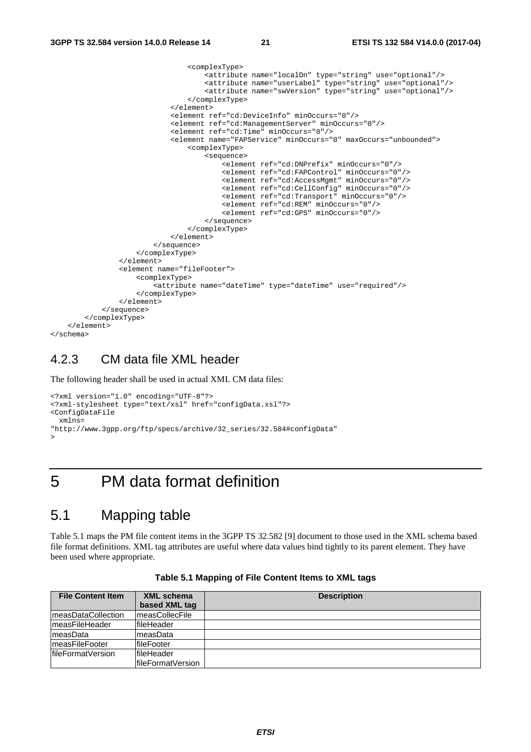```
                                <complexType>
                                    <attribute name="localDn" type="string" use="optional"/>
                                    <attribute name="userLabel" type="string" use="optional"/>
                                    <attribute name="swVersion" type="string" use="optional"/>
                                </complexType>
                            </element>
                            <element ref="cd:DeviceInfo" minOccurs="0"/>
                            <element ref="cd:ManagementServer" minOccurs="0"/>
                            <element ref="cd:Time" minOccurs="0"/>
                            <element name="FAPService" minOccurs="0" maxOccurs="unbounded">
                                <complexType>
                                    <sequence>
                                        <element ref="cd:DNPrefix" minOccurs="0"/>
                                        <element ref="cd:FAPControl" minOccurs="0"/>
                                        <element ref="cd:AccessMgmt" minOccurs="0"/>
                                        <element ref="cd:CellConfig" minOccurs="0"/>
                                        <element ref="cd:Transport" minOccurs="0"/>
                                        <element ref="cd:REM" minOccurs="0"/>
                                        <element ref="cd:GPS" minOccurs="0"/>
                                    </sequence>
                                </complexType>
                            </element>
                        </sequence>
                    </complexType>
                </element>
                <element name="fileFooter">
                    <complexType>
                        <attribute name="dateTime" type="dateTime" use="required"/>
                    </complexType>
                </element>
            </sequence>
        </complexType>
    </element>
</schema>
```

### 4.2.3 CM data file XML header

The following header shall be used in actual XML CM data files:

```
<?xml version="1.0" encoding="UTF-8"?>
<?xml-stylesheet type="text/xsl" href="configData.xsl"?>
<ConfigDataFile
  xmlns=
"http://www.3gpp.org/ftp/specs/archive/32_series/32.584#configData"
>
```

# 5 PM data format definition

## 5.1 Mapping table

Table 5.1 maps the PM file content items in the 3GPP TS 32.582 [9] document to those used in the XML schema based file format definitions. XML tag attributes are useful where data values bind tightly to its parent element. They have been used where appropriate.

**Table 5.1 Mapping of File Content Items to XML tags**

| File Content Item | XML schema based XML tag | Description |
|---|---|---|
| measDataCollection | measCollecFile | |
| measFileHeader | fileHeader | |
| measData | measData | |
| measFileFooter | fileFooter | |
| fileFormatVersion | fileHeader fileFormatVersion | |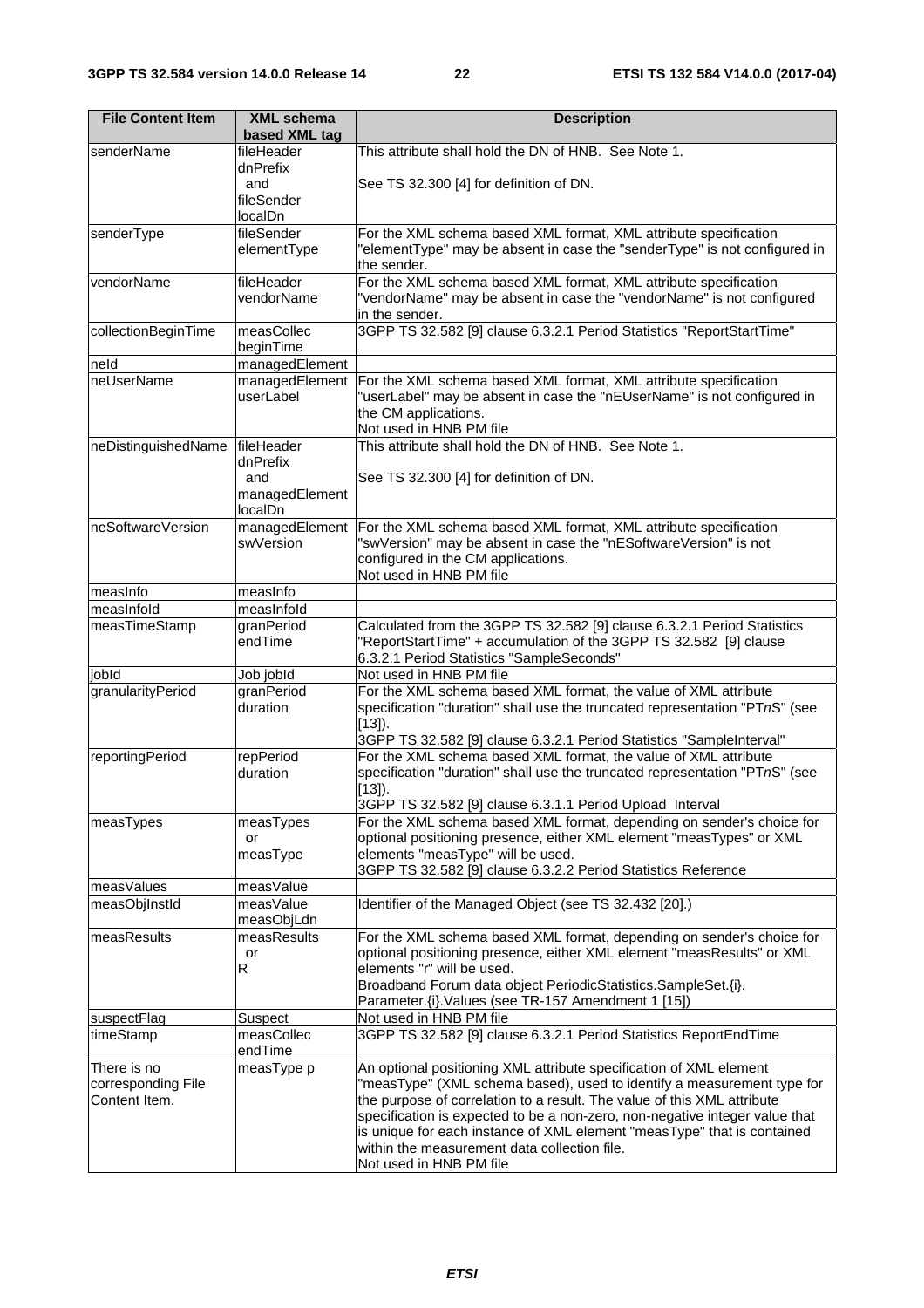| File Content Item | XML schema based XML tag | Description |
|---|---|---|
| senderName | fileHeader dnPrefix and fileSender localDn | This attribute shall hold the DN of HNB. See Note 1.<br><br>See TS 32.300 [4] for definition of DN. |
| senderType | fileSender elementType | For the XML schema based XML format, XML attribute specification "elementType" may be absent in case the "senderType" is not configured in the sender. |
| vendorName | fileHeader vendorName | For the XML schema based XML format, XML attribute specification "vendorName" may be absent in case the "vendorName" is not configured in the sender. |
| collectionBeginTime | measCollec beginTime | 3GPP TS 32.582 [9] clause 6.3.2.1 Period Statistics "ReportStartTime" |
| neId | managedElement | |
| neUserName | managedElement userLabel | For the XML schema based XML format, XML attribute specification "userLabel" may be absent in case the "nEUserName" is not configured in the CM applications.<br>Not used in HNB PM file |
| neDistinguishedName | fileHeader dnPrefix and managedElement localDn | This attribute shall hold the DN of HNB. See Note 1.<br><br>See TS 32.300 [4] for definition of DN. |
| neSoftwareVersion | managedElement swVersion | For the XML schema based XML format, XML attribute specification "swVersion" may be absent in case the "nESoftwareVersion" is not configured in the CM applications.<br>Not used in HNB PM file |
| measInfo | measInfo | |
| measInfoId | measInfoId | |
| measTimeStamp | granPeriod endTime | Calculated from the 3GPP TS 32.582 [9] clause 6.3.2.1 Period Statistics "ReportStartTime" + accumulation of the 3GPP TS 32.582 [9] clause 6.3.2.1 Period Statistics "SampleSeconds" |
| jobId | Job jobId | Not used in HNB PM file |
| granularityPeriod | granPeriod duration | For the XML schema based XML format, the value of XML attribute specification "duration" shall use the truncated representation "PT*n*S" (see [13]).<br>3GPP TS 32.582 [9] clause 6.3.2.1 Period Statistics "SampleInterval" |
| reportingPeriod | repPeriod duration | For the XML schema based XML format, the value of XML attribute specification "duration" shall use the truncated representation "PT*n*S" (see [13]).<br>3GPP TS 32.582 [9] clause 6.3.1.1 Period Upload Interval |
| measTypes | measTypes or measType | For the XML schema based XML format, depending on sender's choice for optional positioning presence, either XML element "measTypes" or XML elements "measType" will be used.<br>3GPP TS 32.582 [9] clause 6.3.2.2 Period Statistics Reference |
| measValues | measValue | |
| measObjInstId | measValue measObjLdn | Identifier of the Managed Object (see TS 32.432 [20].) |
| measResults | measResults or R | For the XML schema based XML format, depending on sender's choice for optional positioning presence, either XML element "measResults" or XML elements "r" will be used.<br>Broadband Forum data object PeriodicStatistics.SampleSet.{i}. Parameter.{i}.Values (see TR-157 Amendment 1 [15]) |
| suspectFlag | Suspect | Not used in HNB PM file |
| timeStamp | measCollec endTime | 3GPP TS 32.582 [9] clause 6.3.2.1 Period Statistics ReportEndTime |
| There is no corresponding File Content Item. | measType p | An optional positioning XML attribute specification of XML element "measType" (XML schema based), used to identify a measurement type for the purpose of correlation to a result. The value of this XML attribute specification is expected to be a non-zero, non-negative integer value that is unique for each instance of XML element "measType" that is contained within the measurement data collection file.<br>Not used in HNB PM file |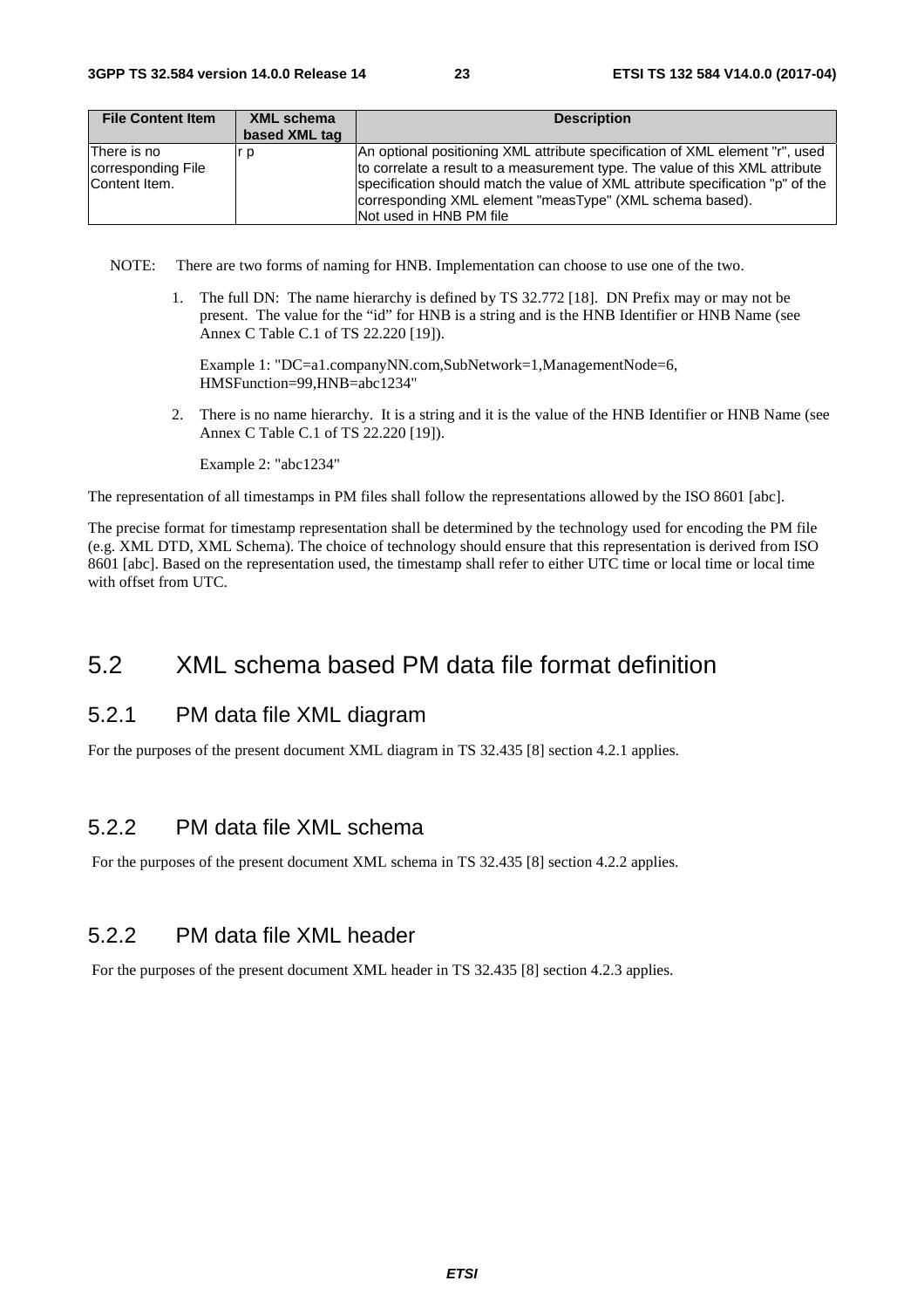| File Content Item | XML schema based XML tag | Description |
| --- | --- | --- |
| There is no corresponding File Content Item. | r p | An optional positioning XML attribute specification of XML element "r", used to correlate a result to a measurement type. The value of this XML attribute specification should match the value of XML attribute specification "p" of the corresponding XML element "measType" (XML schema based). Not used in HNB PM file |

NOTE: There are two forms of naming for HNB. Implementation can choose to use one of the two.

1. The full DN: The name hierarchy is defined by TS 32.772 [18]. DN Prefix may or may not be present. The value for the "id" for HNB is a string and is the HNB Identifier or HNB Name (see Annex C Table C.1 of TS 22.220 [19]).

   Example 1: "DC=a1.companyNN.com,SubNetwork=1,ManagementNode=6, HMSFunction=99,HNB=abc1234"

2. There is no name hierarchy. It is a string and it is the value of the HNB Identifier or HNB Name (see Annex C Table C.1 of TS 22.220 [19]).

   Example 2: "abc1234"

The representation of all timestamps in PM files shall follow the representations allowed by the ISO 8601 [abc].

The precise format for timestamp representation shall be determined by the technology used for encoding the PM file (e.g. XML DTD, XML Schema). The choice of technology should ensure that this representation is derived from ISO 8601 [abc]. Based on the representation used, the timestamp shall refer to either UTC time or local time or local time with offset from UTC.

## 5.2 XML schema based PM data file format definition

### 5.2.1 PM data file XML diagram

For the purposes of the present document XML diagram in TS 32.435 [8] section 4.2.1 applies.

### 5.2.2 PM data file XML schema

For the purposes of the present document XML schema in TS 32.435 [8] section 4.2.2 applies.

### 5.2.2 PM data file XML header

For the purposes of the present document XML header in TS 32.435 [8] section 4.2.3 applies.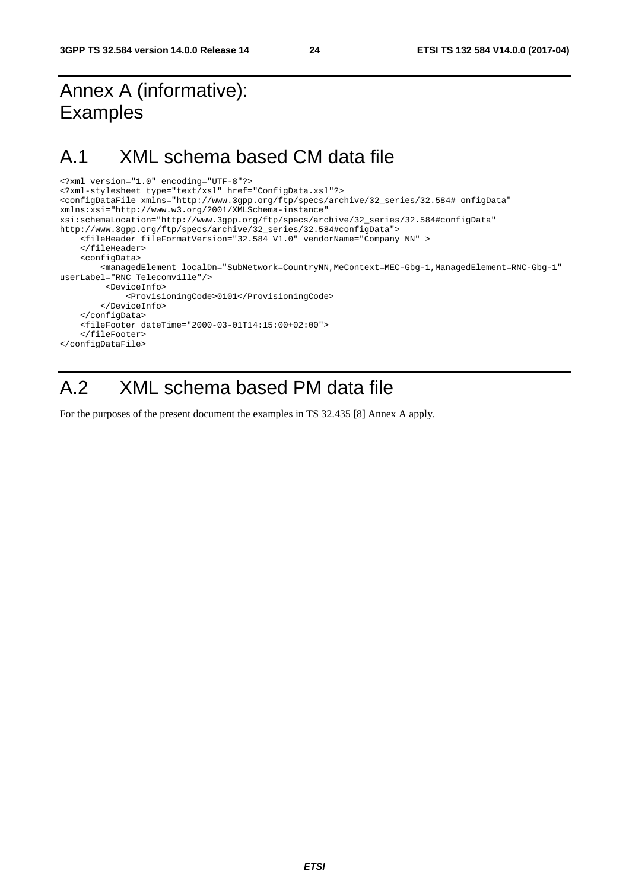# Annex A (informative): Examples

## A.1 XML schema based CM data file

```
<?xml version="1.0" encoding="UTF-8"?>
<?xml-stylesheet type="text/xsl" href="ConfigData.xsl"?>
<configDataFile xmlns="http://www.3gpp.org/ftp/specs/archive/32_series/32.584# onfigData"
xmlns:xsi="http://www.w3.org/2001/XMLSchema-instance"
xsi:schemaLocation="http://www.3gpp.org/ftp/specs/archive/32_series/32.584#configData"
http://www.3gpp.org/ftp/specs/archive/32_series/32.584#configData">
    <fileHeader fileFormatVersion="32.584 V1.0" vendorName="Company NN" >
    </fileHeader>
    <configData>
        <managedElement localDn="SubNetwork=CountryNN,MeContext=MEC-Gbg-1,ManagedElement=RNC-Gbg-1"
userLabel="RNC Telecomville"/>
         <DeviceInfo>
             <ProvisioningCode>0101</ProvisioningCode>
        </DeviceInfo>
    </configData>
    <fileFooter dateTime="2000-03-01T14:15:00+02:00">
    </fileFooter>
</configDataFile>
```

## A.2 XML schema based PM data file

For the purposes of the present document the examples in TS 32.435 [8] Annex A apply.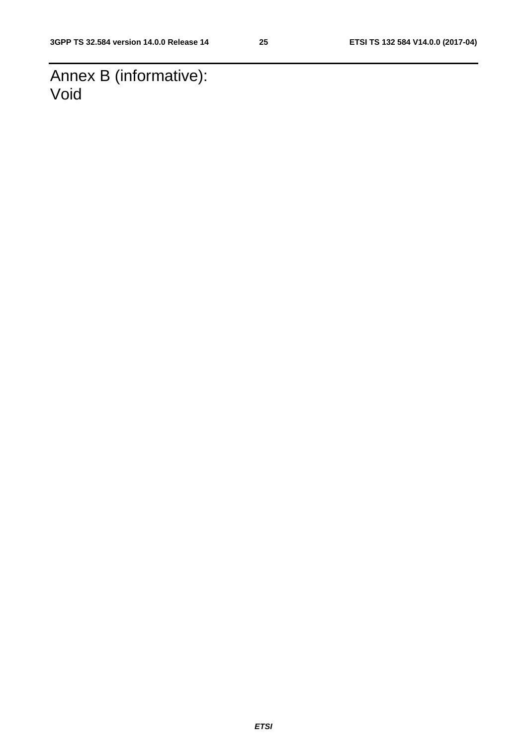# Annex B (informative): Void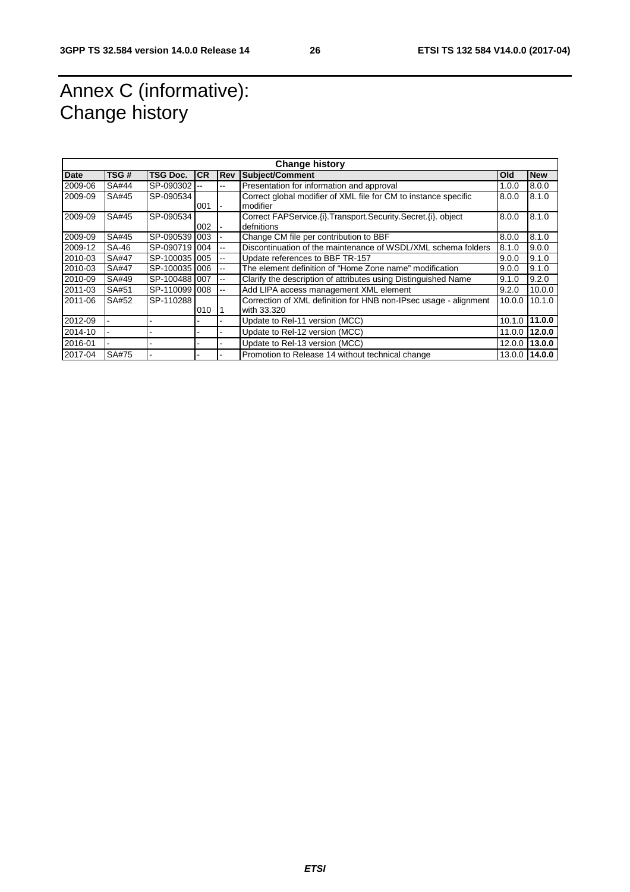# Annex C (informative): Change history

| Change history | | | | | | | |
|---|---|---|---|---|---|---|---|
| **Date** | **TSG #** | **TSG Doc.** | **CR** | **Rev** | **Subject/Comment** | **Old** | **New** |
| 2009-06 | SA#44 | SP-090302 | -- | -- | Presentation for information and approval | 1.0.0 | 8.0.0 |
| 2009-09 | SA#45 | SP-090534 | 001 | - | Correct global modifier of XML file for CM to instance specific modifier | 8.0.0 | 8.1.0 |
| 2009-09 | SA#45 | SP-090534 | 002 | - | Correct FAPService.{i}.Transport.Security.Secret.{i}. object defnitions | 8.0.0 | 8.1.0 |
| 2009-09 | SA#45 | SP-090539 | 003 | - | Change CM file per contribution to BBF | 8.0.0 | 8.1.0 |
| 2009-12 | SA-46 | SP-090719 | 004 | -- | Discontinuation of the maintenance of WSDL/XML schema folders | 8.1.0 | 9.0.0 |
| 2010-03 | SA#47 | SP-100035 | 005 | -- | Update references to BBF TR-157 | 9.0.0 | 9.1.0 |
| 2010-03 | SA#47 | SP-100035 | 006 | -- | The element definition of "Home Zone name" modification | 9.0.0 | 9.1.0 |
| 2010-09 | SA#49 | SP-100488 | 007 | -- | Clarify the description of attributes using Distinguished Name | 9.1.0 | 9.2.0 |
| 2011-03 | SA#51 | SP-110099 | 008 | -- | Add LIPA access management XML element | 9.2.0 | 10.0.0 |
| 2011-06 | SA#52 | SP-110288 | 010 | 1 | Correction of XML definition for HNB non-IPsec usage - alignment with 33.320 | 10.0.0 | 10.1.0 |
| 2012-09 | - | - | - | - | Update to Rel-11 version (MCC) | 10.1.0 | **11.0.0** |
| 2014-10 | - | - | - | - | Update to Rel-12 version (MCC) | 11.0.0 | **12.0.0** |
| 2016-01 | - | - | - | - | Update to Rel-13 version (MCC) | 12.0.0 | **13.0.0** |
| 2017-04 | SA#75 | - | - | - | Promotion to Release 14 without technical change | 13.0.0 | **14.0.0** |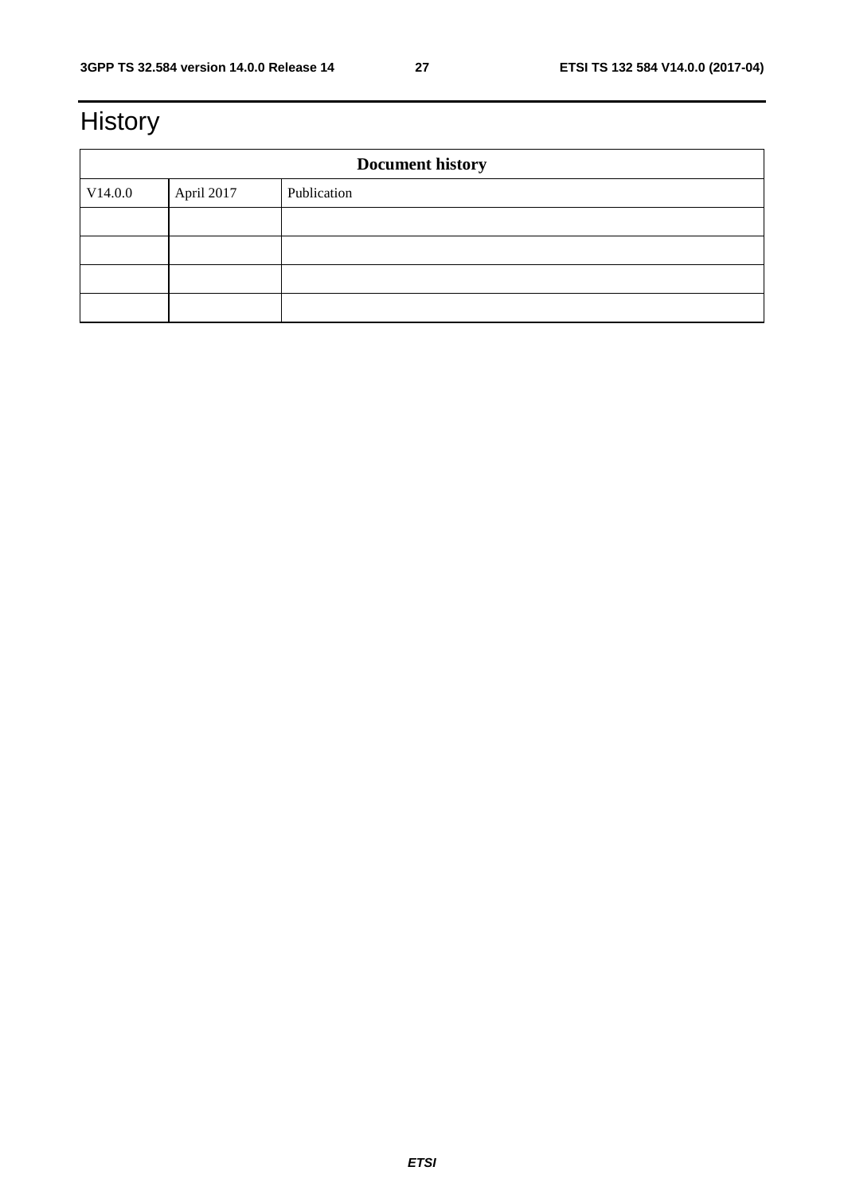# History

| Document history | | |
|---|---|---|
| V14.0.0 | April 2017 | Publication |
| | | |
| | | |
| | | |
| | | |